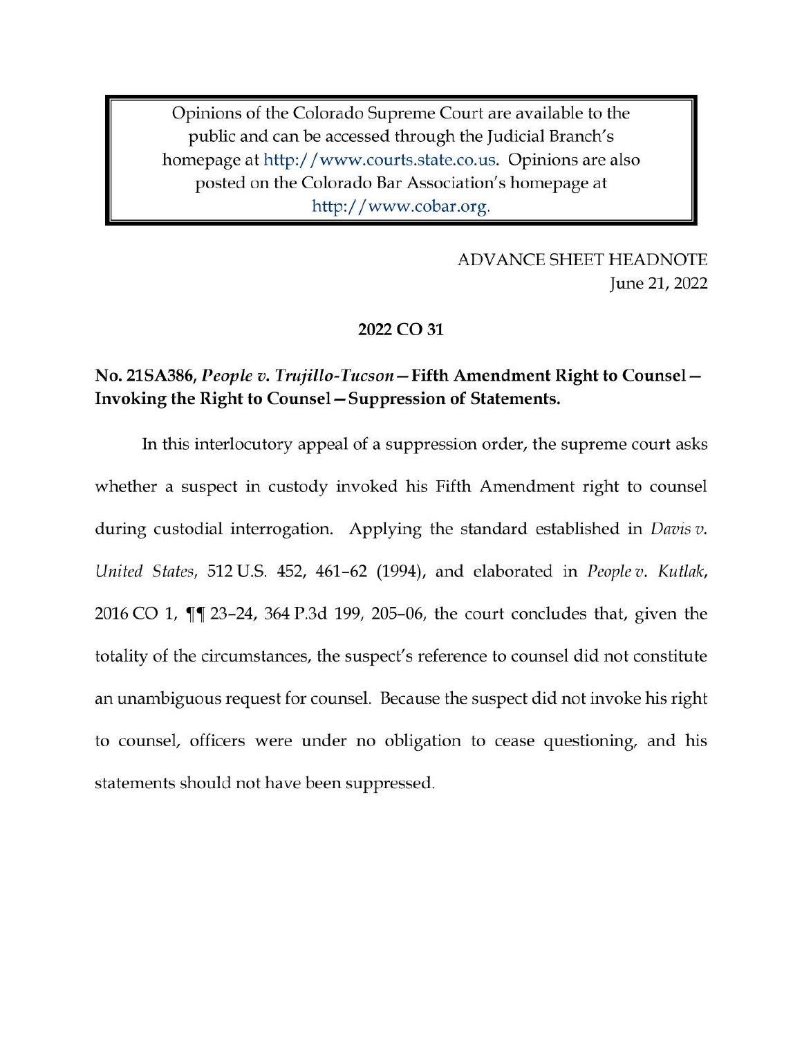Opinions of the Colorado Supreme Court are available to the public and can be accessed through the Judicial Branch's homepage at http://www.courts.state.co.us. Opinions are also posted on the Colorado Bar Association's homepage at http://www.cobar.org.

ADVANCE SHEET HEADNOTE
June 21, 2022

**2022 CO 31**

**No. 21SA386, *People v. Trujillo-Tucson*—Fifth Amendment Right to Counsel—Invoking the Right to Counsel—Suppression of Statements.**

In this interlocutory appeal of a suppression order, the supreme court asks whether a suspect in custody invoked his Fifth Amendment right to counsel during custodial interrogation. Applying the standard established in *Davis v. United States*, 512 U.S. 452, 461–62 (1994), and elaborated in *People v. Kutlak*, 2016 CO 1, ¶¶ 23–24, 364 P.3d 199, 205–06, the court concludes that, given the totality of the circumstances, the suspect's reference to counsel did not constitute an unambiguous request for counsel. Because the suspect did not invoke his right to counsel, officers were under no obligation to cease questioning, and his statements should not have been suppressed.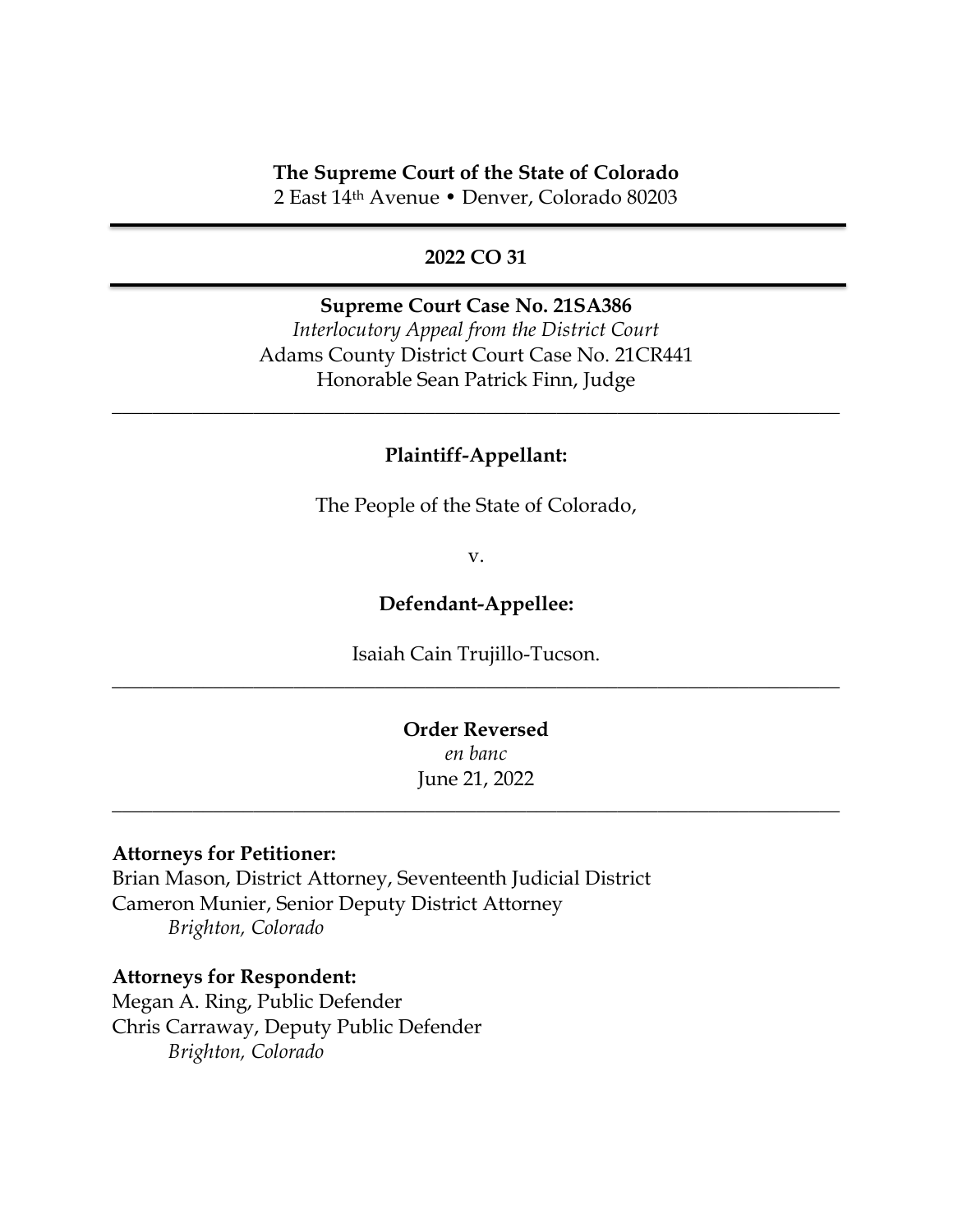**The Supreme Court of the State of Colorado**
2 East 14th Avenue • Denver, Colorado 80203

---

**2022 CO 31**

---

**Supreme Court Case No. 21SA386**
*Interlocutory Appeal from the District Court*
Adams County District Court Case No. 21CR441
Honorable Sean Patrick Finn, Judge

---

**Plaintiff-Appellant:**

The People of the State of Colorado,

v.

**Defendant-Appellee:**

Isaiah Cain Trujillo-Tucson.

---

**Order Reversed**
*en banc*
June 21, 2022

---

**Attorneys for Petitioner:**
Brian Mason, District Attorney, Seventeenth Judicial District
Cameron Munier, Senior Deputy District Attorney
*Brighton, Colorado*

**Attorneys for Respondent:**
Megan A. Ring, Public Defender
Chris Carraway, Deputy Public Defender
*Brighton, Colorado*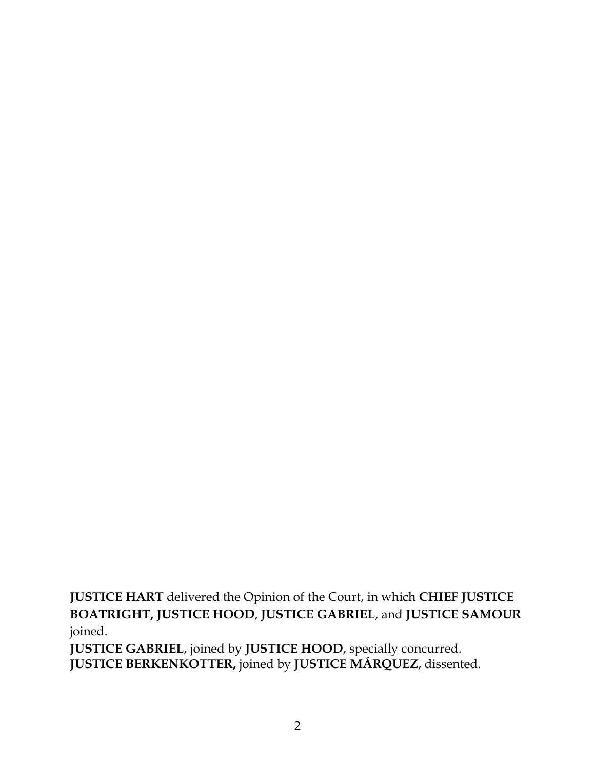**JUSTICE HART** delivered the Opinion of the Court, in which **CHIEF JUSTICE BOATRIGHT, JUSTICE HOOD**, **JUSTICE GABRIEL**, and **JUSTICE SAMOUR** joined.
**JUSTICE GABRIEL**, joined by **JUSTICE HOOD**, specially concurred.
**JUSTICE BERKENKOTTER,** joined by **JUSTICE MÁRQUEZ**, dissented.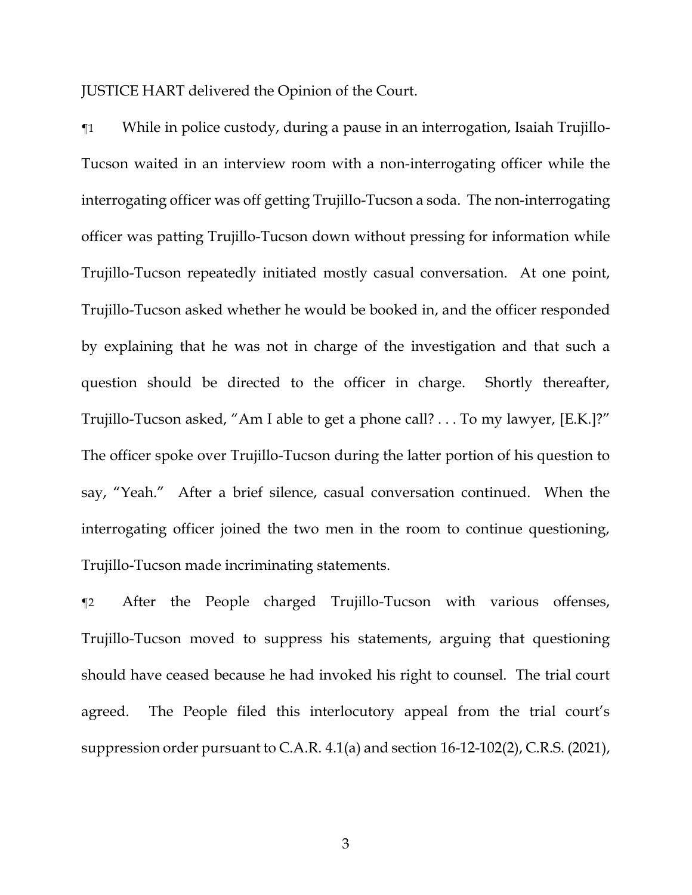JUSTICE HART delivered the Opinion of the Court.

¶1 While in police custody, during a pause in an interrogation, Isaiah Trujillo-Tucson waited in an interview room with a non-interrogating officer while the interrogating officer was off getting Trujillo-Tucson a soda. The non-interrogating officer was patting Trujillo-Tucson down without pressing for information while Trujillo-Tucson repeatedly initiated mostly casual conversation. At one point, Trujillo-Tucson asked whether he would be booked in, and the officer responded by explaining that he was not in charge of the investigation and that such a question should be directed to the officer in charge. Shortly thereafter, Trujillo-Tucson asked, "Am I able to get a phone call? . . . To my lawyer, [E.K.]?" The officer spoke over Trujillo-Tucson during the latter portion of his question to say, "Yeah." After a brief silence, casual conversation continued. When the interrogating officer joined the two men in the room to continue questioning, Trujillo-Tucson made incriminating statements.

¶2 After the People charged Trujillo-Tucson with various offenses, Trujillo-Tucson moved to suppress his statements, arguing that questioning should have ceased because he had invoked his right to counsel. The trial court agreed. The People filed this interlocutory appeal from the trial court's suppression order pursuant to C.A.R. 4.1(a) and section 16-12-102(2), C.R.S. (2021),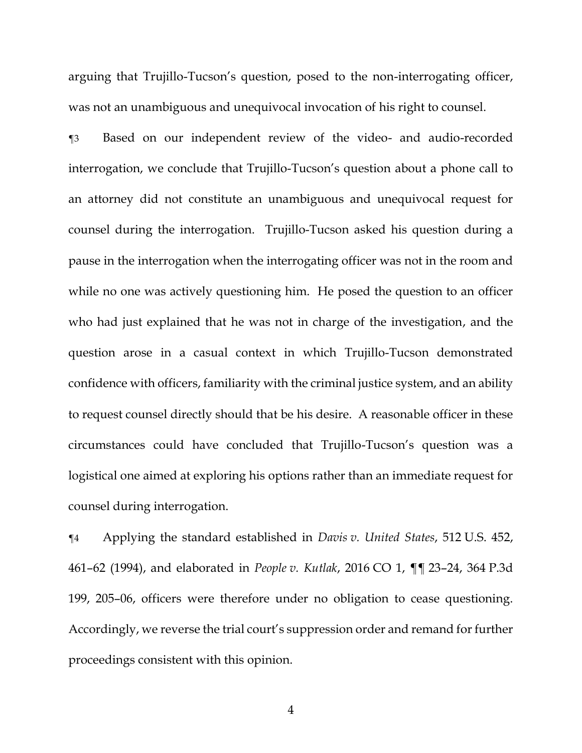arguing that Trujillo-Tucson's question, posed to the non-interrogating officer, was not an unambiguous and unequivocal invocation of his right to counsel.

¶3 Based on our independent review of the video- and audio-recorded interrogation, we conclude that Trujillo-Tucson's question about a phone call to an attorney did not constitute an unambiguous and unequivocal request for counsel during the interrogation. Trujillo-Tucson asked his question during a pause in the interrogation when the interrogating officer was not in the room and while no one was actively questioning him. He posed the question to an officer who had just explained that he was not in charge of the investigation, and the question arose in a casual context in which Trujillo-Tucson demonstrated confidence with officers, familiarity with the criminal justice system, and an ability to request counsel directly should that be his desire. A reasonable officer in these circumstances could have concluded that Trujillo-Tucson's question was a logistical one aimed at exploring his options rather than an immediate request for counsel during interrogation.

¶4 Applying the standard established in *Davis v. United States*, 512 U.S. 452, 461–62 (1994), and elaborated in *People v. Kutlak*, 2016 CO 1, ¶¶ 23–24, 364 P.3d 199, 205–06, officers were therefore under no obligation to cease questioning. Accordingly, we reverse the trial court's suppression order and remand for further proceedings consistent with this opinion.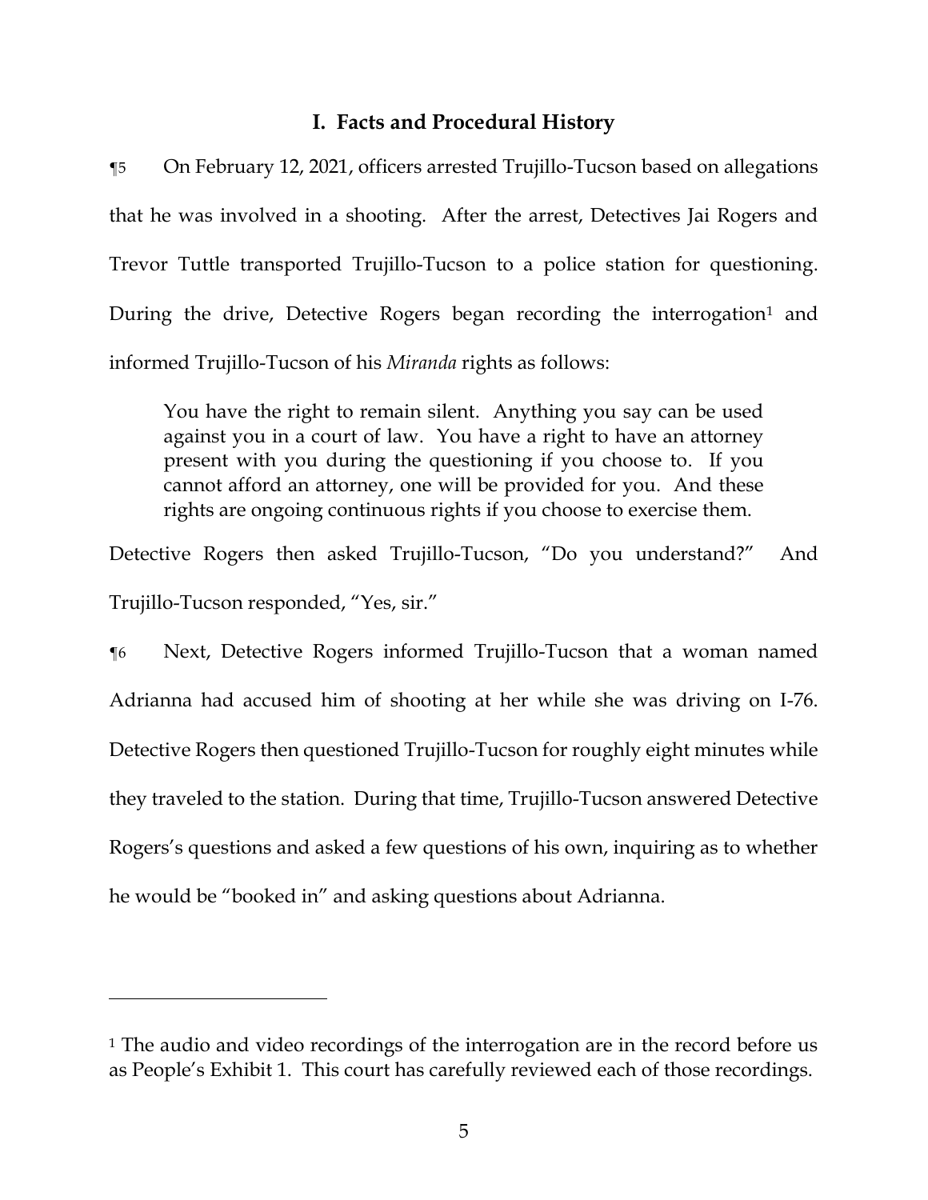## I. Facts and Procedural History

¶5 On February 12, 2021, officers arrested Trujillo-Tucson based on allegations that he was involved in a shooting. After the arrest, Detectives Jai Rogers and Trevor Tuttle transported Trujillo-Tucson to a police station for questioning. During the drive, Detective Rogers began recording the interrogation[1] and informed Trujillo-Tucson of his *Miranda* rights as follows:

> You have the right to remain silent. Anything you say can be used against you in a court of law. You have a right to have an attorney present with you during the questioning if you choose to. If you cannot afford an attorney, one will be provided for you. And these rights are ongoing continuous rights if you choose to exercise them.

Detective Rogers then asked Trujillo-Tucson, "Do you understand?" And Trujillo-Tucson responded, "Yes, sir."

¶6 Next, Detective Rogers informed Trujillo-Tucson that a woman named Adrianna had accused him of shooting at her while she was driving on I-76. Detective Rogers then questioned Trujillo-Tucson for roughly eight minutes while they traveled to the station. During that time, Trujillo-Tucson answered Detective Rogers's questions and asked a few questions of his own, inquiring as to whether he would be "booked in" and asking questions about Adrianna.

---

[1] The audio and video recordings of the interrogation are in the record before us as People's Exhibit 1. This court has carefully reviewed each of those recordings.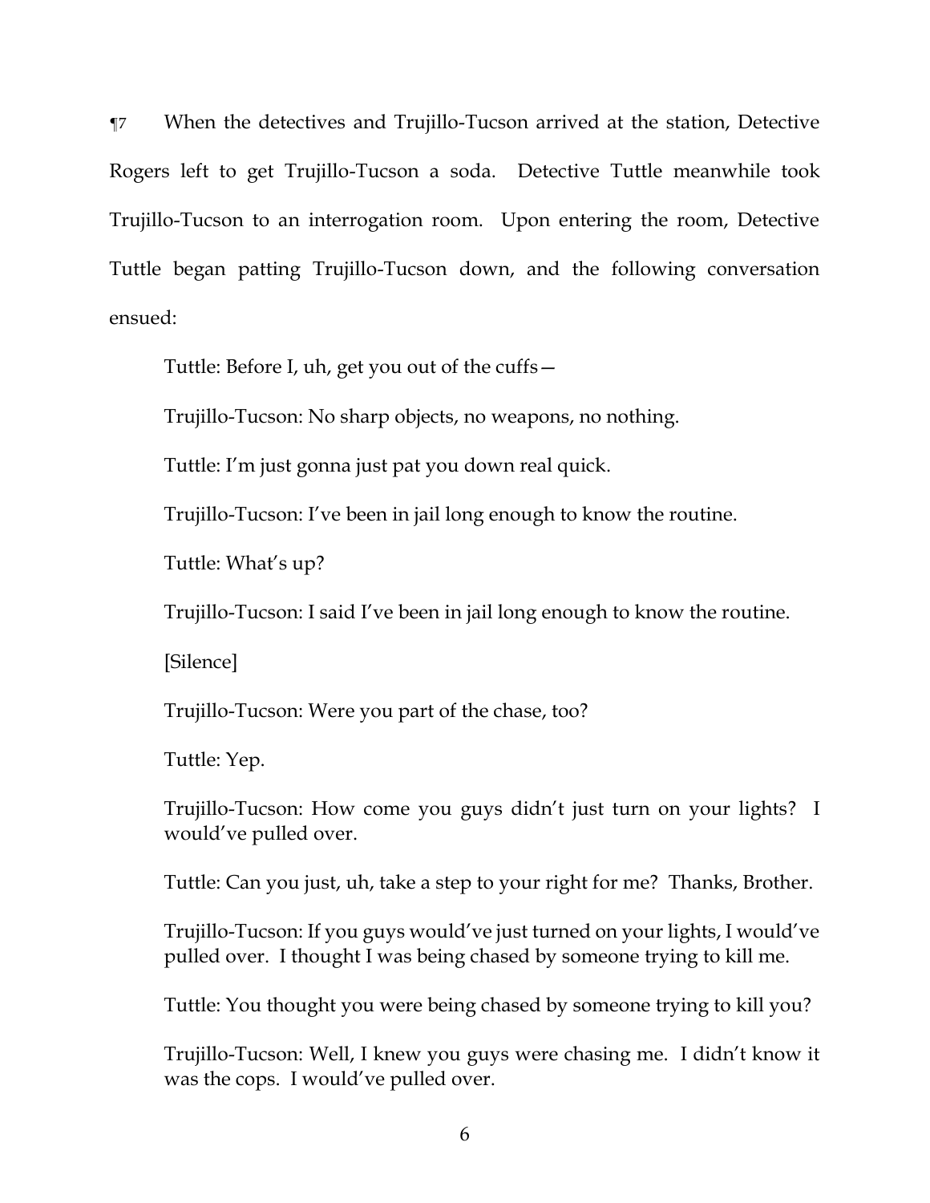¶7 When the detectives and Trujillo-Tucson arrived at the station, Detective Rogers left to get Trujillo-Tucson a soda. Detective Tuttle meanwhile took Trujillo-Tucson to an interrogation room. Upon entering the room, Detective Tuttle began patting Trujillo-Tucson down, and the following conversation ensued:

> Tuttle: Before I, uh, get you out of the cuffs—
>
> Trujillo-Tucson: No sharp objects, no weapons, no nothing.
>
> Tuttle: I'm just gonna just pat you down real quick.
>
> Trujillo-Tucson: I've been in jail long enough to know the routine.
>
> Tuttle: What's up?
>
> Trujillo-Tucson: I said I've been in jail long enough to know the routine.
>
> [Silence]
>
> Trujillo-Tucson: Were you part of the chase, too?
>
> Tuttle: Yep.
>
> Trujillo-Tucson: How come you guys didn't just turn on your lights? I would've pulled over.
>
> Tuttle: Can you just, uh, take a step to your right for me? Thanks, Brother.
>
> Trujillo-Tucson: If you guys would've just turned on your lights, I would've pulled over. I thought I was being chased by someone trying to kill me.
>
> Tuttle: You thought you were being chased by someone trying to kill you?
>
> Trujillo-Tucson: Well, I knew you guys were chasing me. I didn't know it was the cops. I would've pulled over.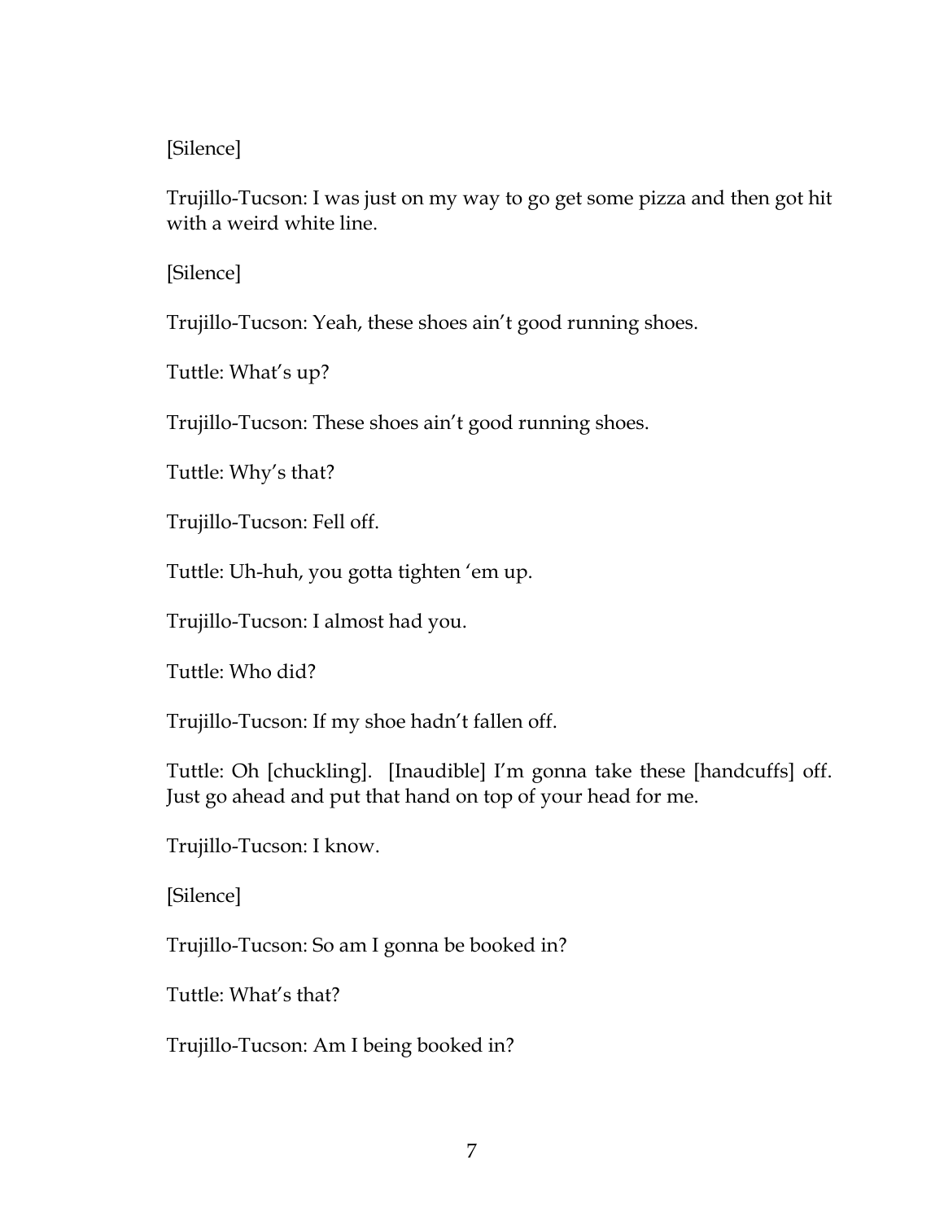[Silence]

Trujillo-Tucson: I was just on my way to go get some pizza and then got hit with a weird white line.

[Silence]

Trujillo-Tucson: Yeah, these shoes ain't good running shoes.

Tuttle: What's up?

Trujillo-Tucson: These shoes ain't good running shoes.

Tuttle: Why's that?

Trujillo-Tucson: Fell off.

Tuttle: Uh-huh, you gotta tighten 'em up.

Trujillo-Tucson: I almost had you.

Tuttle: Who did?

Trujillo-Tucson: If my shoe hadn't fallen off.

Tuttle: Oh [chuckling]. [Inaudible] I'm gonna take these [handcuffs] off. Just go ahead and put that hand on top of your head for me.

Trujillo-Tucson: I know.

[Silence]

Trujillo-Tucson: So am I gonna be booked in?

Tuttle: What's that?

Trujillo-Tucson: Am I being booked in?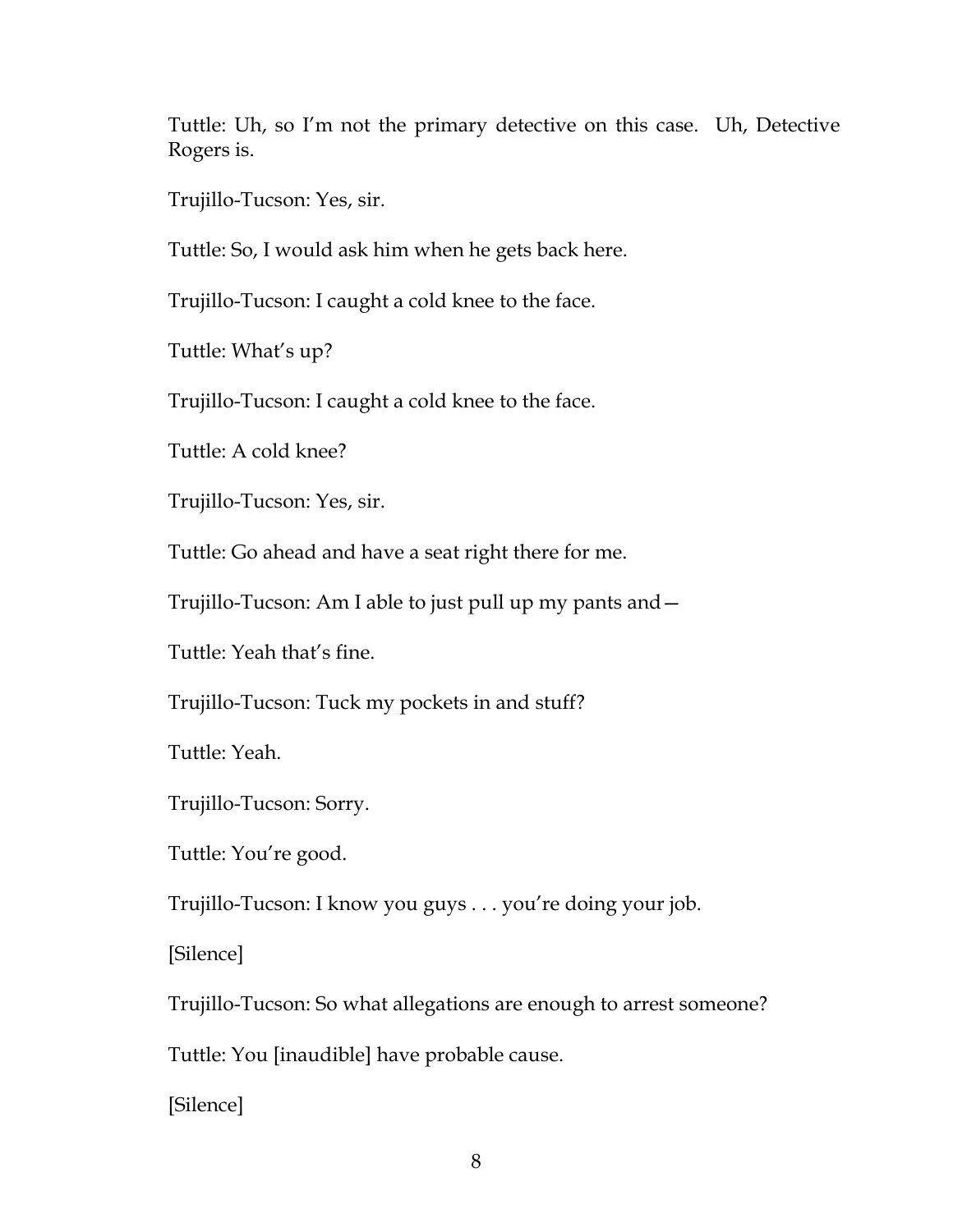Tuttle: Uh, so I'm not the primary detective on this case. Uh, Detective Rogers is.

Trujillo-Tucson: Yes, sir.

Tuttle: So, I would ask him when he gets back here.

Trujillo-Tucson: I caught a cold knee to the face.

Tuttle: What's up?

Trujillo-Tucson: I caught a cold knee to the face.

Tuttle: A cold knee?

Trujillo-Tucson: Yes, sir.

Tuttle: Go ahead and have a seat right there for me.

Trujillo-Tucson: Am I able to just pull up my pants and—

Tuttle: Yeah that's fine.

Trujillo-Tucson: Tuck my pockets in and stuff?

Tuttle: Yeah.

Trujillo-Tucson: Sorry.

Tuttle: You're good.

Trujillo-Tucson: I know you guys . . . you're doing your job.

[Silence]

Trujillo-Tucson: So what allegations are enough to arrest someone?

Tuttle: You [inaudible] have probable cause.

[Silence]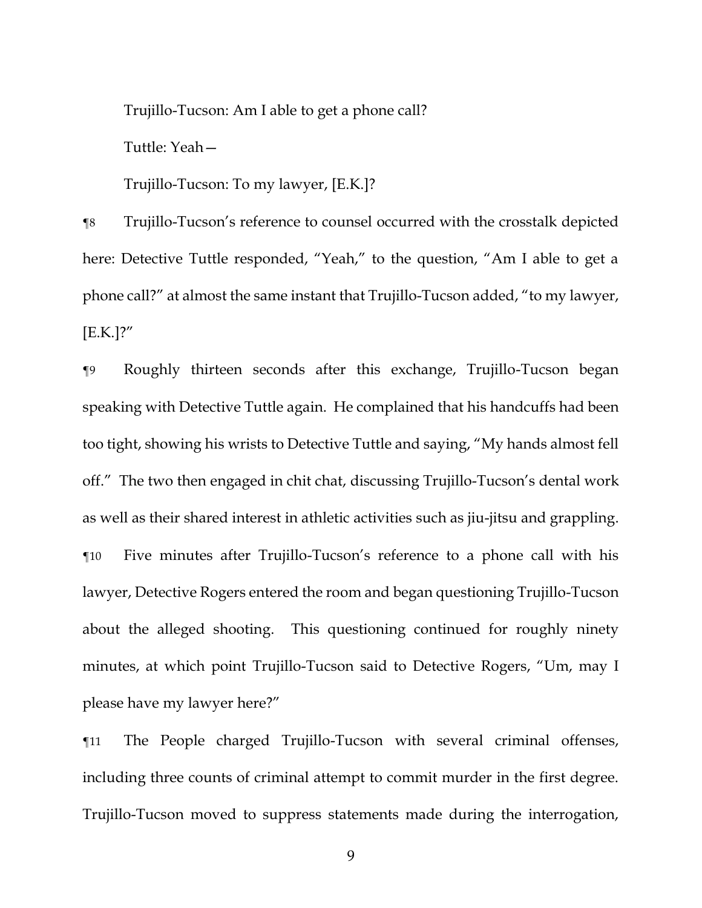Trujillo-Tucson: Am I able to get a phone call?

Tuttle: Yeah—

Trujillo-Tucson: To my lawyer, [E.K.]?

¶8 Trujillo-Tucson's reference to counsel occurred with the crosstalk depicted here: Detective Tuttle responded, "Yeah," to the question, "Am I able to get a phone call?" at almost the same instant that Trujillo-Tucson added, "to my lawyer, [E.K.]?"

¶9 Roughly thirteen seconds after this exchange, Trujillo-Tucson began speaking with Detective Tuttle again. He complained that his handcuffs had been too tight, showing his wrists to Detective Tuttle and saying, "My hands almost fell off." The two then engaged in chit chat, discussing Trujillo-Tucson's dental work as well as their shared interest in athletic activities such as jiu-jitsu and grappling.

¶10 Five minutes after Trujillo-Tucson's reference to a phone call with his lawyer, Detective Rogers entered the room and began questioning Trujillo-Tucson about the alleged shooting. This questioning continued for roughly ninety minutes, at which point Trujillo-Tucson said to Detective Rogers, "Um, may I please have my lawyer here?"

¶11 The People charged Trujillo-Tucson with several criminal offenses, including three counts of criminal attempt to commit murder in the first degree. Trujillo-Tucson moved to suppress statements made during the interrogation,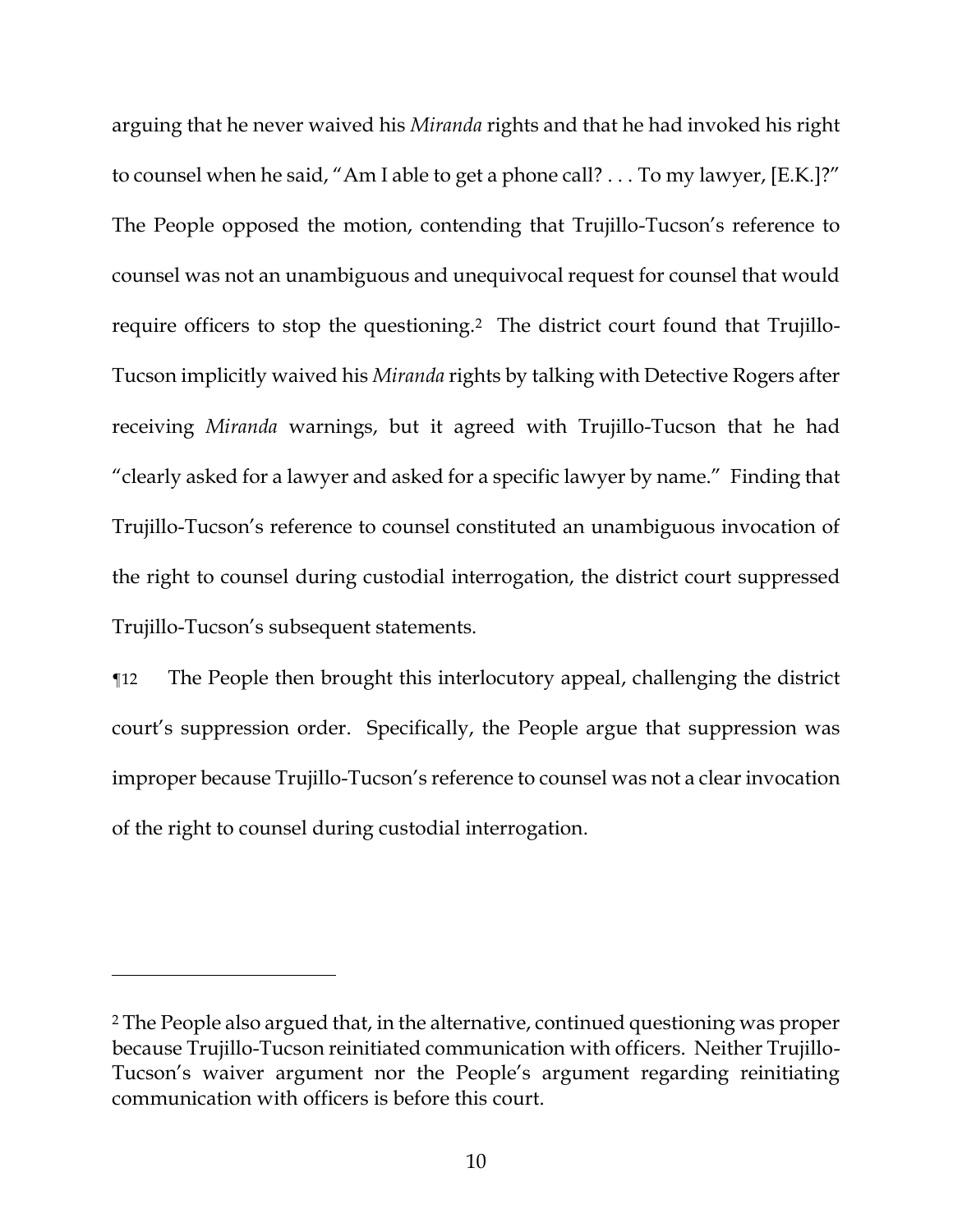arguing that he never waived his *Miranda* rights and that he had invoked his right to counsel when he said, "Am I able to get a phone call? . . . To my lawyer, [E.K.]?" The People opposed the motion, contending that Trujillo-Tucson's reference to counsel was not an unambiguous and unequivocal request for counsel that would require officers to stop the questioning.[2] The district court found that Trujillo-Tucson implicitly waived his *Miranda* rights by talking with Detective Rogers after receiving *Miranda* warnings, but it agreed with Trujillo-Tucson that he had "clearly asked for a lawyer and asked for a specific lawyer by name." Finding that Trujillo-Tucson's reference to counsel constituted an unambiguous invocation of the right to counsel during custodial interrogation, the district court suppressed Trujillo-Tucson's subsequent statements.

¶12 The People then brought this interlocutory appeal, challenging the district court's suppression order. Specifically, the People argue that suppression was improper because Trujillo-Tucson's reference to counsel was not a clear invocation of the right to counsel during custodial interrogation.

---

[2] The People also argued that, in the alternative, continued questioning was proper because Trujillo-Tucson reinitiated communication with officers. Neither Trujillo-Tucson's waiver argument nor the People's argument regarding reinitiating communication with officers is before this court.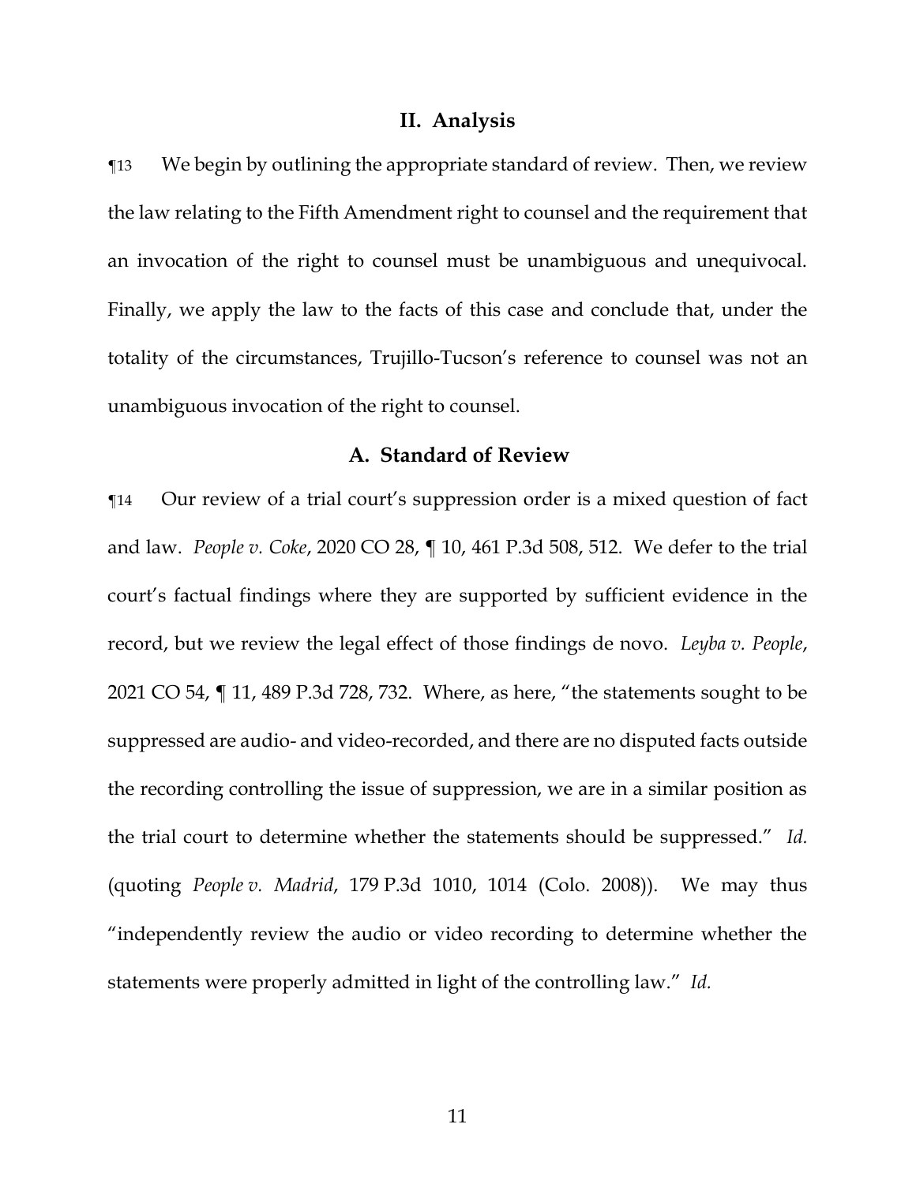## II. Analysis

¶13 We begin by outlining the appropriate standard of review. Then, we review the law relating to the Fifth Amendment right to counsel and the requirement that an invocation of the right to counsel must be unambiguous and unequivocal. Finally, we apply the law to the facts of this case and conclude that, under the totality of the circumstances, Trujillo-Tucson's reference to counsel was not an unambiguous invocation of the right to counsel.

### A. Standard of Review

¶14 Our review of a trial court's suppression order is a mixed question of fact and law. *People v. Coke*, 2020 CO 28, ¶ 10, 461 P.3d 508, 512. We defer to the trial court's factual findings where they are supported by sufficient evidence in the record, but we review the legal effect of those findings de novo. *Leyba v. People*, 2021 CO 54, ¶ 11, 489 P.3d 728, 732. Where, as here, "the statements sought to be suppressed are audio- and video-recorded, and there are no disputed facts outside the recording controlling the issue of suppression, we are in a similar position as the trial court to determine whether the statements should be suppressed." *Id.* (quoting *People v. Madrid*, 179 P.3d 1010, 1014 (Colo. 2008)). We may thus "independently review the audio or video recording to determine whether the statements were properly admitted in light of the controlling law." *Id.*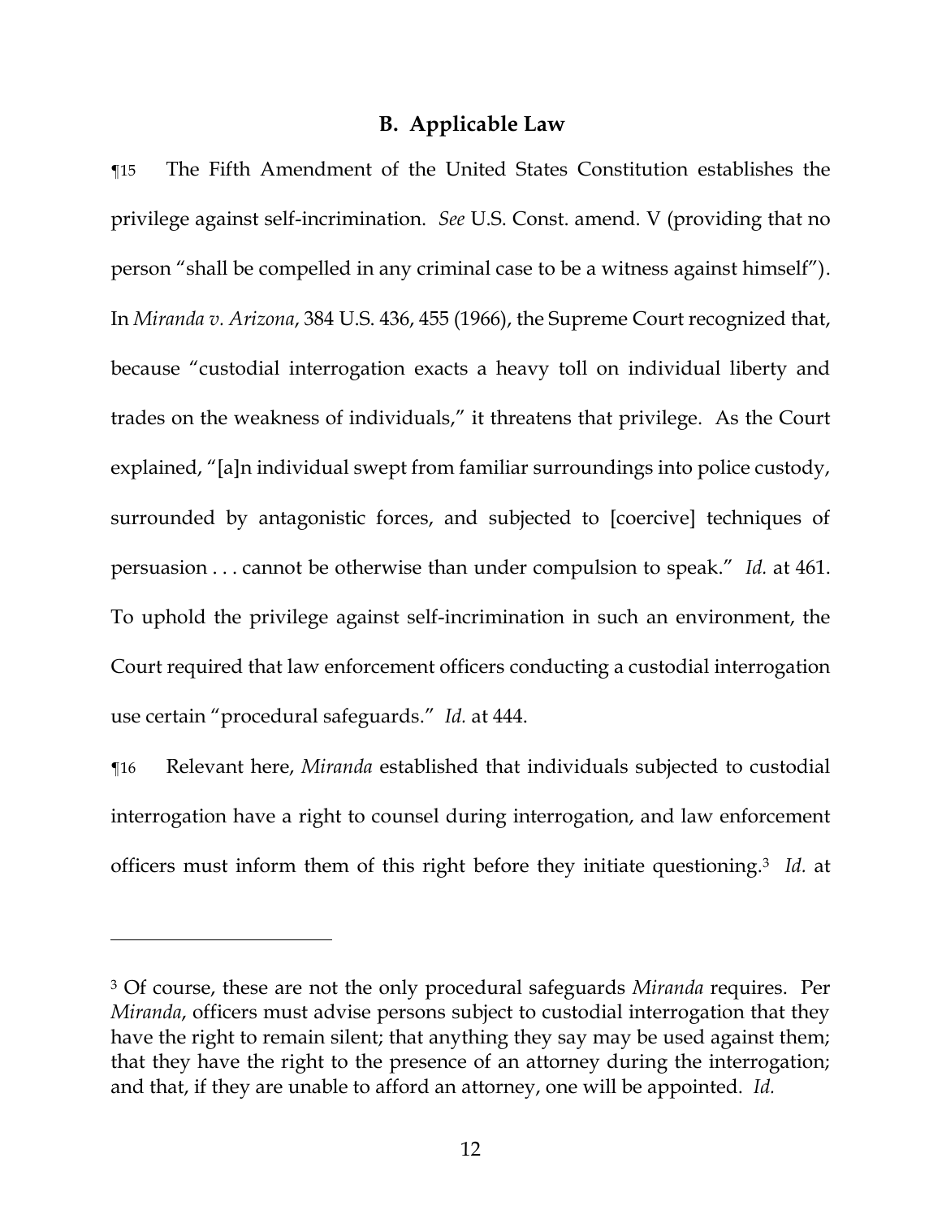## B. Applicable Law

¶15 The Fifth Amendment of the United States Constitution establishes the privilege against self-incrimination. *See* U.S. Const. amend. V (providing that no person "shall be compelled in any criminal case to be a witness against himself"). In *Miranda v. Arizona*, 384 U.S. 436, 455 (1966), the Supreme Court recognized that, because "custodial interrogation exacts a heavy toll on individual liberty and trades on the weakness of individuals," it threatens that privilege. As the Court explained, "[a]n individual swept from familiar surroundings into police custody, surrounded by antagonistic forces, and subjected to [coercive] techniques of persuasion . . . cannot be otherwise than under compulsion to speak." *Id.* at 461. To uphold the privilege against self-incrimination in such an environment, the Court required that law enforcement officers conducting a custodial interrogation use certain "procedural safeguards." *Id.* at 444.

¶16 Relevant here, *Miranda* established that individuals subjected to custodial interrogation have a right to counsel during interrogation, and law enforcement officers must inform them of this right before they initiate questioning.[3] *Id.* at

---

[3] Of course, these are not the only procedural safeguards *Miranda* requires. Per *Miranda*, officers must advise persons subject to custodial interrogation that they have the right to remain silent; that anything they say may be used against them; that they have the right to the presence of an attorney during the interrogation; and that, if they are unable to afford an attorney, one will be appointed. *Id.*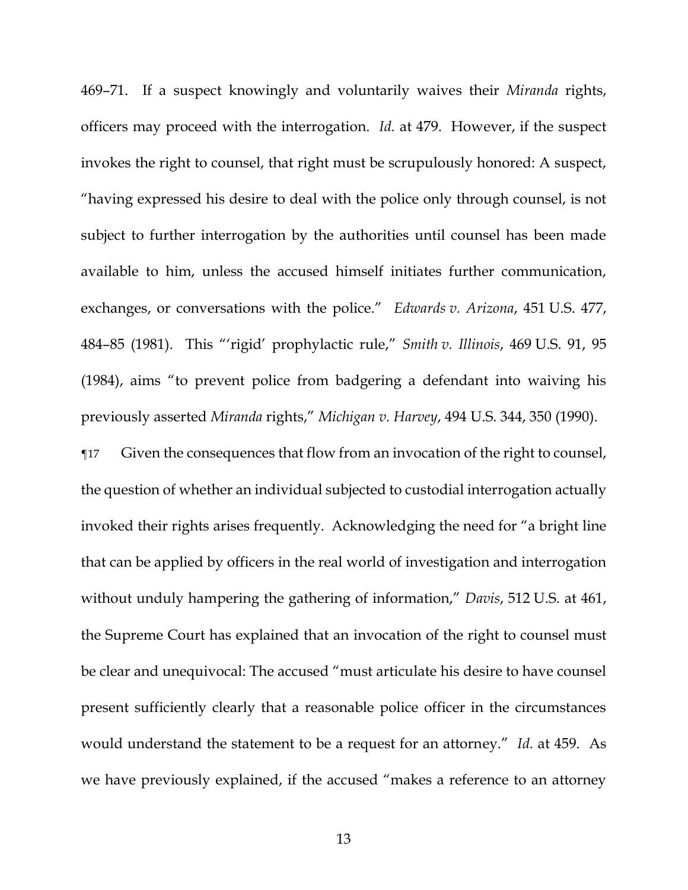469–71. If a suspect knowingly and voluntarily waives their *Miranda* rights, officers may proceed with the interrogation. *Id.* at 479. However, if the suspect invokes the right to counsel, that right must be scrupulously honored: A suspect, "having expressed his desire to deal with the police only through counsel, is not subject to further interrogation by the authorities until counsel has been made available to him, unless the accused himself initiates further communication, exchanges, or conversations with the police." *Edwards v. Arizona*, 451 U.S. 477, 484–85 (1981). This "'rigid' prophylactic rule," *Smith v. Illinois*, 469 U.S. 91, 95 (1984), aims "to prevent police from badgering a defendant into waiving his previously asserted *Miranda* rights," *Michigan v. Harvey*, 494 U.S. 344, 350 (1990).

¶17 Given the consequences that flow from an invocation of the right to counsel, the question of whether an individual subjected to custodial interrogation actually invoked their rights arises frequently. Acknowledging the need for "a bright line that can be applied by officers in the real world of investigation and interrogation without unduly hampering the gathering of information," *Davis*, 512 U.S. at 461, the Supreme Court has explained that an invocation of the right to counsel must be clear and unequivocal: The accused "must articulate his desire to have counsel present sufficiently clearly that a reasonable police officer in the circumstances would understand the statement to be a request for an attorney." *Id.* at 459. As we have previously explained, if the accused "makes a reference to an attorney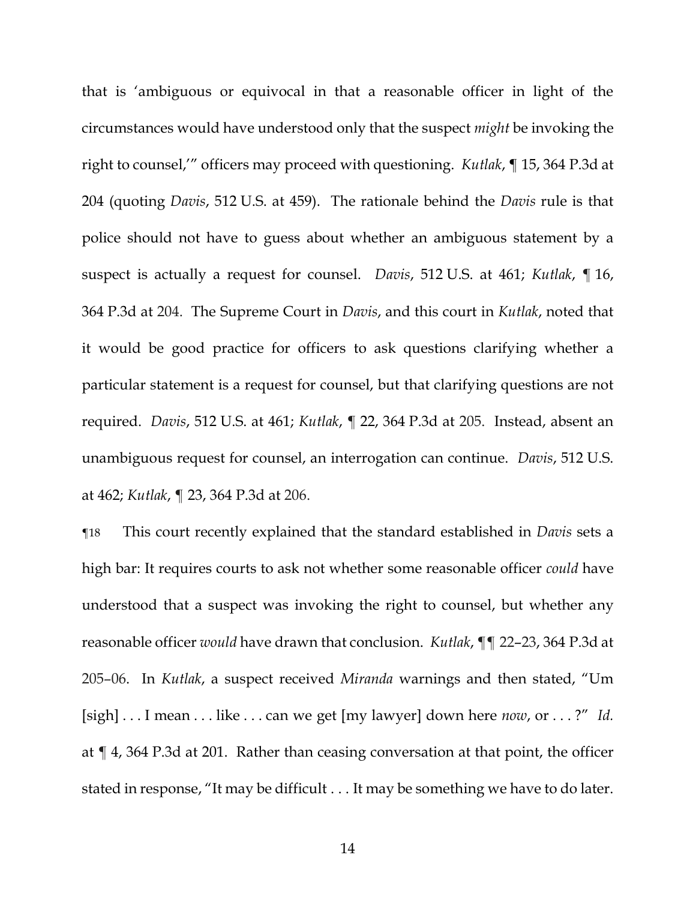that is 'ambiguous or equivocal in that a reasonable officer in light of the circumstances would have understood only that the suspect *might* be invoking the right to counsel,'" officers may proceed with questioning. *Kutlak*, ¶ 15, 364 P.3d at 204 (quoting *Davis*, 512 U.S. at 459). The rationale behind the *Davis* rule is that police should not have to guess about whether an ambiguous statement by a suspect is actually a request for counsel. *Davis*, 512 U.S. at 461; *Kutlak*, ¶ 16, 364 P.3d at 204. The Supreme Court in *Davis*, and this court in *Kutlak*, noted that it would be good practice for officers to ask questions clarifying whether a particular statement is a request for counsel, but that clarifying questions are not required. *Davis*, 512 U.S. at 461; *Kutlak*, ¶ 22, 364 P.3d at 205. Instead, absent an unambiguous request for counsel, an interrogation can continue. *Davis*, 512 U.S. at 462; *Kutlak*, ¶ 23, 364 P.3d at 206.

¶18 This court recently explained that the standard established in *Davis* sets a high bar: It requires courts to ask not whether some reasonable officer *could* have understood that a suspect was invoking the right to counsel, but whether any reasonable officer *would* have drawn that conclusion. *Kutlak*, ¶¶ 22–23, 364 P.3d at 205–06. In *Kutlak*, a suspect received *Miranda* warnings and then stated, "Um [sigh] . . . I mean . . . like . . . can we get [my lawyer] down here *now*, or . . . ?" *Id.* at ¶ 4, 364 P.3d at 201. Rather than ceasing conversation at that point, the officer stated in response, "It may be difficult . . . It may be something we have to do later.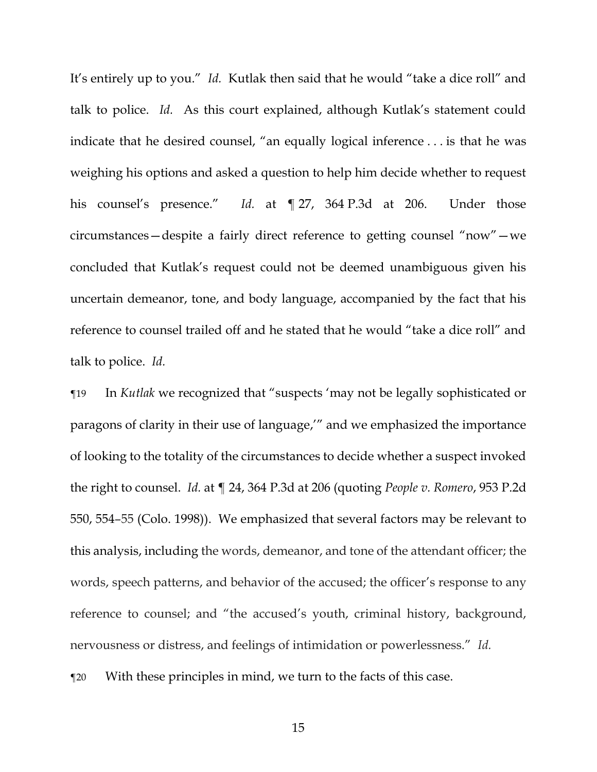It's entirely up to you." *Id.* Kutlak then said that he would "take a dice roll" and talk to police. *Id.* As this court explained, although Kutlak's statement could indicate that he desired counsel, "an equally logical inference . . . is that he was weighing his options and asked a question to help him decide whether to request his counsel's presence." *Id.* at ¶ 27, 364 P.3d at 206. Under those circumstances—despite a fairly direct reference to getting counsel "now"—we concluded that Kutlak's request could not be deemed unambiguous given his uncertain demeanor, tone, and body language, accompanied by the fact that his reference to counsel trailed off and he stated that he would "take a dice roll" and talk to police. *Id.*

¶19 In *Kutlak* we recognized that "suspects 'may not be legally sophisticated or paragons of clarity in their use of language,'" and we emphasized the importance of looking to the totality of the circumstances to decide whether a suspect invoked the right to counsel. *Id.* at ¶ 24, 364 P.3d at 206 (quoting *People v. Romero*, 953 P.2d 550, 554–55 (Colo. 1998)). We emphasized that several factors may be relevant to this analysis, including the words, demeanor, and tone of the attendant officer; the words, speech patterns, and behavior of the accused; the officer's response to any reference to counsel; and "the accused's youth, criminal history, background, nervousness or distress, and feelings of intimidation or powerlessness." *Id.*

¶20 With these principles in mind, we turn to the facts of this case.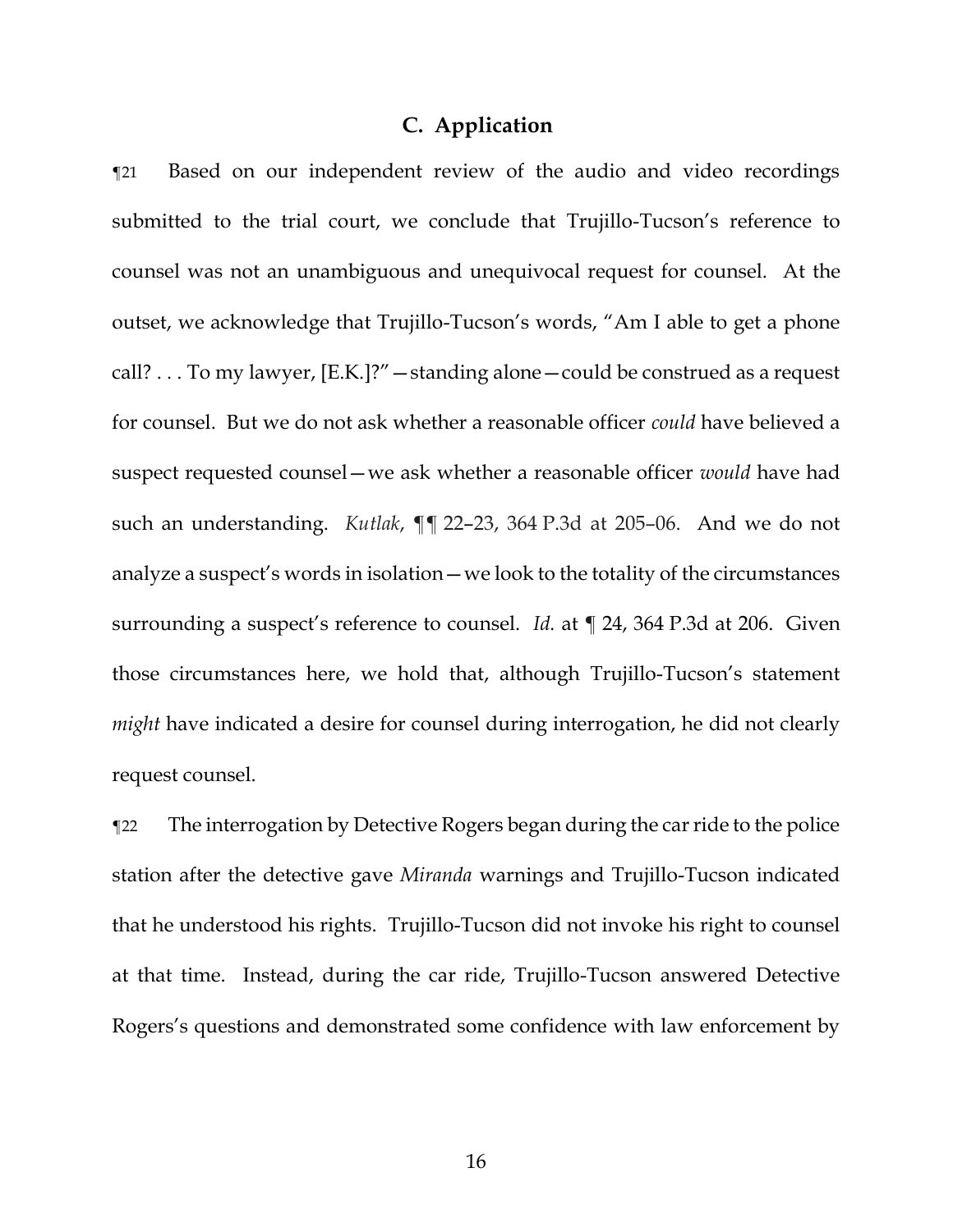## C. Application

¶21 Based on our independent review of the audio and video recordings submitted to the trial court, we conclude that Trujillo-Tucson's reference to counsel was not an unambiguous and unequivocal request for counsel. At the outset, we acknowledge that Trujillo-Tucson's words, "Am I able to get a phone call? . . . To my lawyer, [E.K.]?"—standing alone—could be construed as a request for counsel. But we do not ask whether a reasonable officer *could* have believed a suspect requested counsel—we ask whether a reasonable officer *would* have had such an understanding. *Kutlak*, ¶¶ 22–23, 364 P.3d at 205–06. And we do not analyze a suspect's words in isolation—we look to the totality of the circumstances surrounding a suspect's reference to counsel. *Id.* at ¶ 24, 364 P.3d at 206. Given those circumstances here, we hold that, although Trujillo-Tucson's statement *might* have indicated a desire for counsel during interrogation, he did not clearly request counsel.

¶22 The interrogation by Detective Rogers began during the car ride to the police station after the detective gave *Miranda* warnings and Trujillo-Tucson indicated that he understood his rights. Trujillo-Tucson did not invoke his right to counsel at that time. Instead, during the car ride, Trujillo-Tucson answered Detective Rogers's questions and demonstrated some confidence with law enforcement by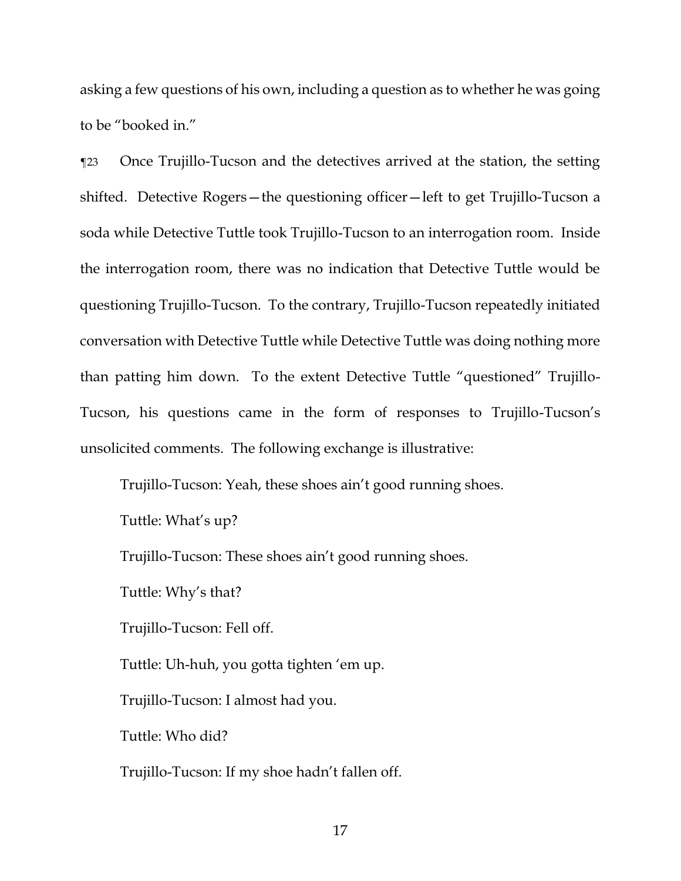asking a few questions of his own, including a question as to whether he was going to be "booked in."

¶23 Once Trujillo-Tucson and the detectives arrived at the station, the setting shifted. Detective Rogers—the questioning officer—left to get Trujillo-Tucson a soda while Detective Tuttle took Trujillo-Tucson to an interrogation room. Inside the interrogation room, there was no indication that Detective Tuttle would be questioning Trujillo-Tucson. To the contrary, Trujillo-Tucson repeatedly initiated conversation with Detective Tuttle while Detective Tuttle was doing nothing more than patting him down. To the extent Detective Tuttle "questioned" Trujillo-Tucson, his questions came in the form of responses to Trujillo-Tucson's unsolicited comments. The following exchange is illustrative:

> Trujillo-Tucson: Yeah, these shoes ain't good running shoes.
>
> Tuttle: What's up?
>
> Trujillo-Tucson: These shoes ain't good running shoes.
>
> Tuttle: Why's that?
>
> Trujillo-Tucson: Fell off.
>
> Tuttle: Uh-huh, you gotta tighten 'em up.
>
> Trujillo-Tucson: I almost had you.
>
> Tuttle: Who did?
>
> Trujillo-Tucson: If my shoe hadn't fallen off.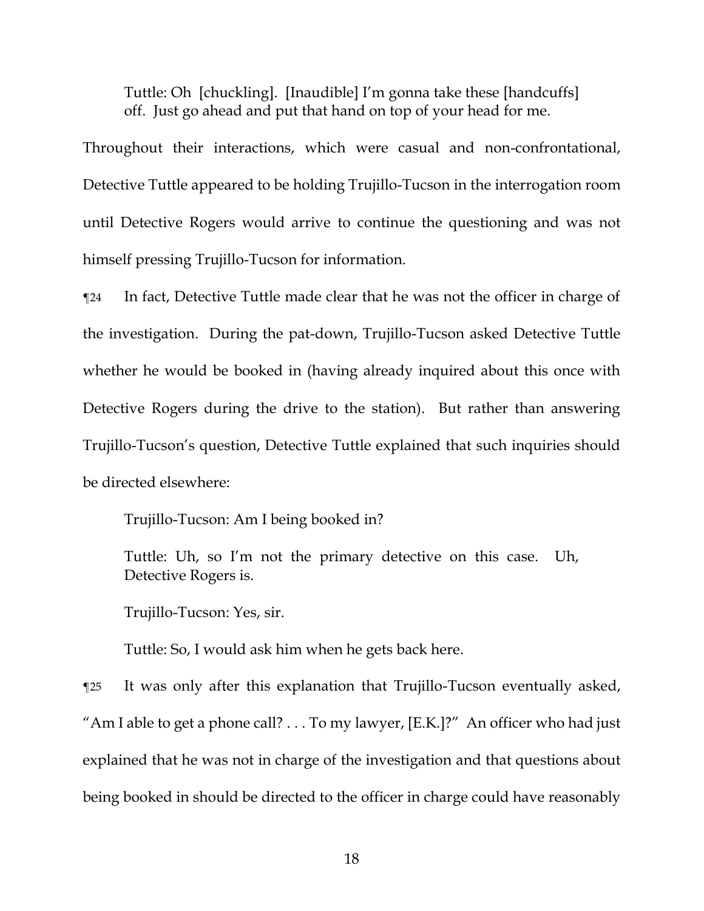Tuttle: Oh [chuckling]. [Inaudible] I'm gonna take these [handcuffs] off. Just go ahead and put that hand on top of your head for me.

Throughout their interactions, which were casual and non-confrontational, Detective Tuttle appeared to be holding Trujillo-Tucson in the interrogation room until Detective Rogers would arrive to continue the questioning and was not himself pressing Trujillo-Tucson for information.

¶24 In fact, Detective Tuttle made clear that he was not the officer in charge of the investigation. During the pat-down, Trujillo-Tucson asked Detective Tuttle whether he would be booked in (having already inquired about this once with Detective Rogers during the drive to the station). But rather than answering Trujillo-Tucson's question, Detective Tuttle explained that such inquiries should be directed elsewhere:

Trujillo-Tucson: Am I being booked in?

Tuttle: Uh, so I'm not the primary detective on this case. Uh, Detective Rogers is.

Trujillo-Tucson: Yes, sir.

Tuttle: So, I would ask him when he gets back here.

¶25 It was only after this explanation that Trujillo-Tucson eventually asked, "Am I able to get a phone call? . . . To my lawyer, [E.K.]?" An officer who had just explained that he was not in charge of the investigation and that questions about being booked in should be directed to the officer in charge could have reasonably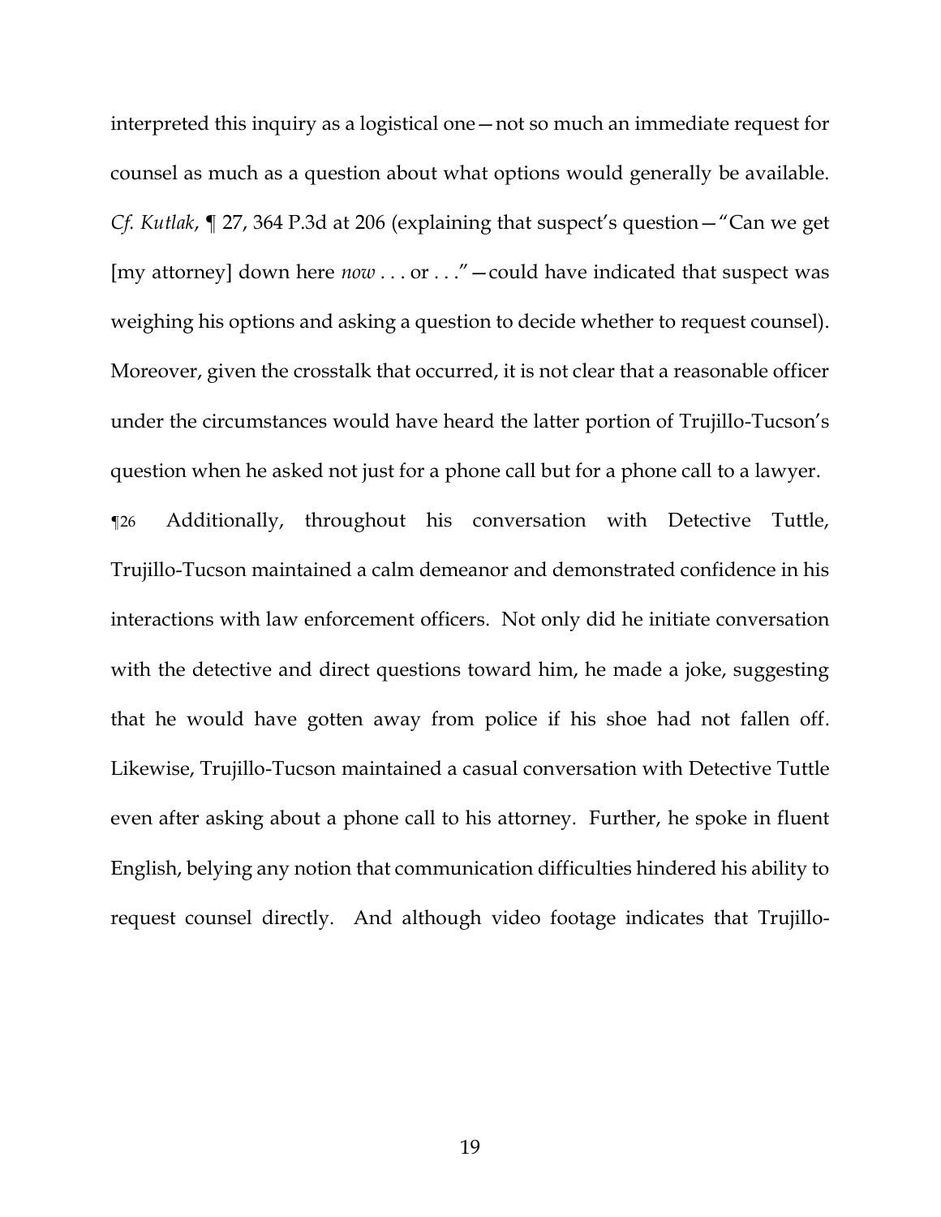interpreted this inquiry as a logistical one—not so much an immediate request for counsel as much as a question about what options would generally be available. *Cf. Kutlak*, ¶ 27, 364 P.3d at 206 (explaining that suspect's question—"Can we get [my attorney] down here *now* . . . or . . ."—could have indicated that suspect was weighing his options and asking a question to decide whether to request counsel). Moreover, given the crosstalk that occurred, it is not clear that a reasonable officer under the circumstances would have heard the latter portion of Trujillo-Tucson's question when he asked not just for a phone call but for a phone call to a lawyer.

¶26 Additionally, throughout his conversation with Detective Tuttle, Trujillo-Tucson maintained a calm demeanor and demonstrated confidence in his interactions with law enforcement officers. Not only did he initiate conversation with the detective and direct questions toward him, he made a joke, suggesting that he would have gotten away from police if his shoe had not fallen off. Likewise, Trujillo-Tucson maintained a casual conversation with Detective Tuttle even after asking about a phone call to his attorney. Further, he spoke in fluent English, belying any notion that communication difficulties hindered his ability to request counsel directly. And although video footage indicates that Trujillo-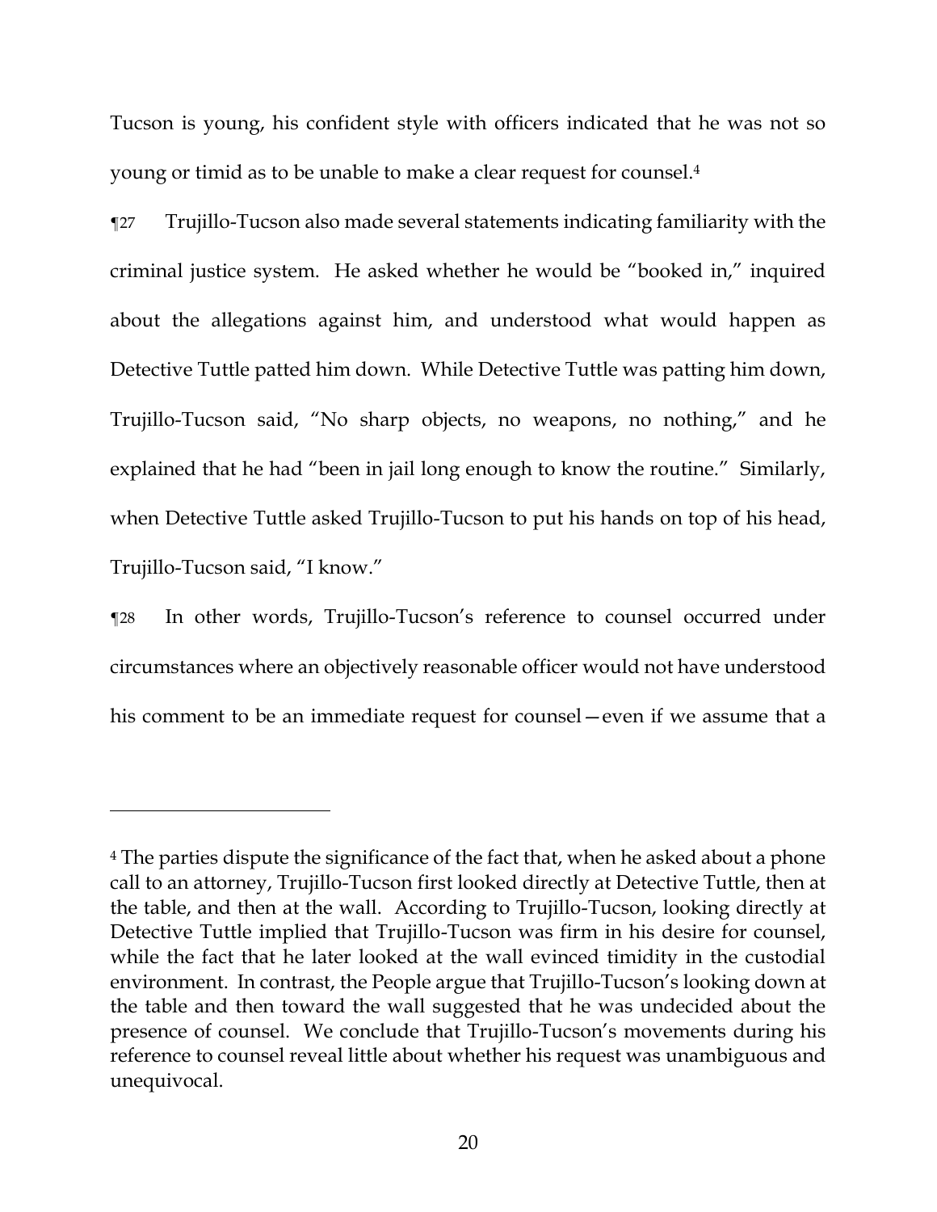Tucson is young, his confident style with officers indicated that he was not so young or timid as to be unable to make a clear request for counsel.[4]

¶27 Trujillo-Tucson also made several statements indicating familiarity with the criminal justice system. He asked whether he would be "booked in," inquired about the allegations against him, and understood what would happen as Detective Tuttle patted him down. While Detective Tuttle was patting him down, Trujillo-Tucson said, "No sharp objects, no weapons, no nothing," and he explained that he had "been in jail long enough to know the routine." Similarly, when Detective Tuttle asked Trujillo-Tucson to put his hands on top of his head, Trujillo-Tucson said, "I know."

¶28 In other words, Trujillo-Tucson's reference to counsel occurred under circumstances where an objectively reasonable officer would not have understood his comment to be an immediate request for counsel—even if we assume that a

---

[4] The parties dispute the significance of the fact that, when he asked about a phone call to an attorney, Trujillo-Tucson first looked directly at Detective Tuttle, then at the table, and then at the wall. According to Trujillo-Tucson, looking directly at Detective Tuttle implied that Trujillo-Tucson was firm in his desire for counsel, while the fact that he later looked at the wall evinced timidity in the custodial environment. In contrast, the People argue that Trujillo-Tucson's looking down at the table and then toward the wall suggested that he was undecided about the presence of counsel. We conclude that Trujillo-Tucson's movements during his reference to counsel reveal little about whether his request was unambiguous and unequivocal.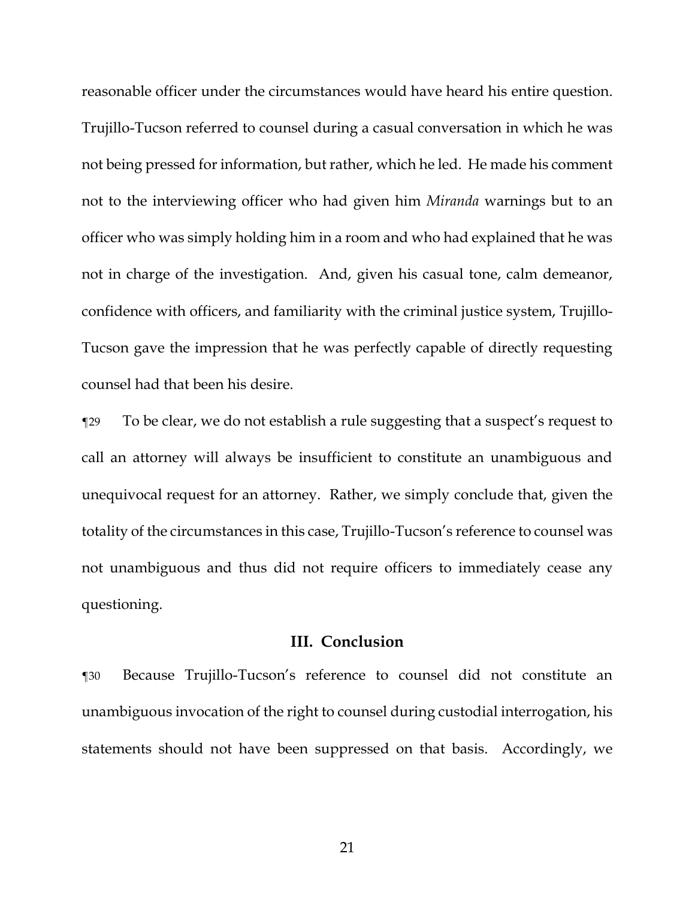reasonable officer under the circumstances would have heard his entire question. Trujillo-Tucson referred to counsel during a casual conversation in which he was not being pressed for information, but rather, which he led. He made his comment not to the interviewing officer who had given him *Miranda* warnings but to an officer who was simply holding him in a room and who had explained that he was not in charge of the investigation. And, given his casual tone, calm demeanor, confidence with officers, and familiarity with the criminal justice system, Trujillo-Tucson gave the impression that he was perfectly capable of directly requesting counsel had that been his desire.

¶29 To be clear, we do not establish a rule suggesting that a suspect's request to call an attorney will always be insufficient to constitute an unambiguous and unequivocal request for an attorney. Rather, we simply conclude that, given the totality of the circumstances in this case, Trujillo-Tucson's reference to counsel was not unambiguous and thus did not require officers to immediately cease any questioning.

## III. Conclusion

¶30 Because Trujillo-Tucson's reference to counsel did not constitute an unambiguous invocation of the right to counsel during custodial interrogation, his statements should not have been suppressed on that basis. Accordingly, we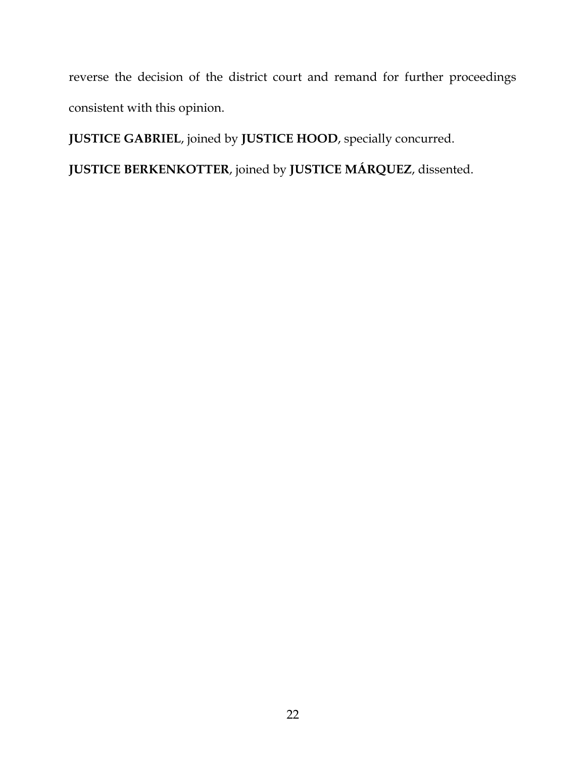reverse the decision of the district court and remand for further proceedings consistent with this opinion.

**JUSTICE GABRIEL**, joined by **JUSTICE HOOD**, specially concurred.

**JUSTICE BERKENKOTTER**, joined by **JUSTICE MÁRQUEZ**, dissented.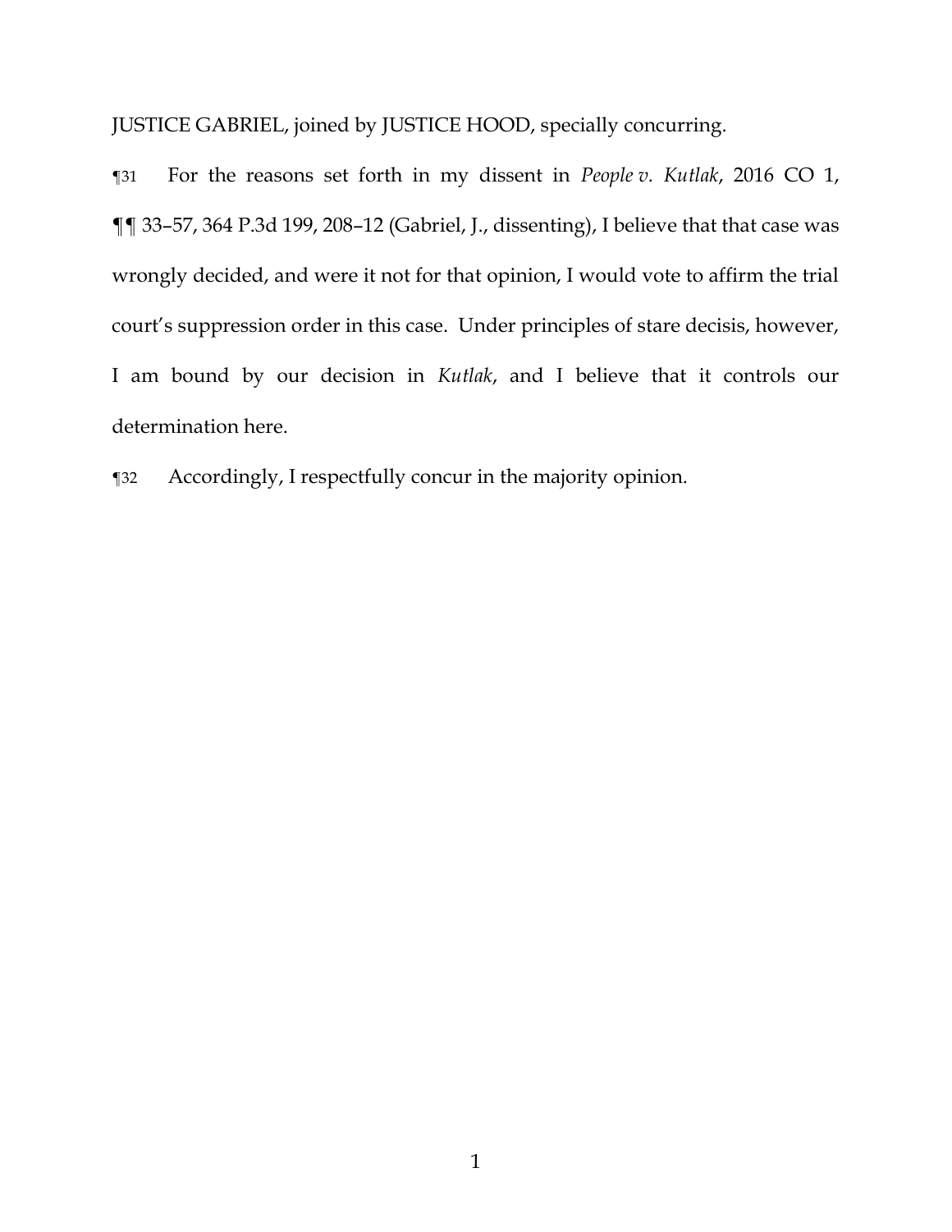JUSTICE GABRIEL, joined by JUSTICE HOOD, specially concurring.

¶31 For the reasons set forth in my dissent in *People v. Kutlak*, 2016 CO 1, ¶¶ 33–57, 364 P.3d 199, 208–12 (Gabriel, J., dissenting), I believe that that case was wrongly decided, and were it not for that opinion, I would vote to affirm the trial court's suppression order in this case. Under principles of stare decisis, however, I am bound by our decision in *Kutlak*, and I believe that it controls our determination here.

¶32 Accordingly, I respectfully concur in the majority opinion.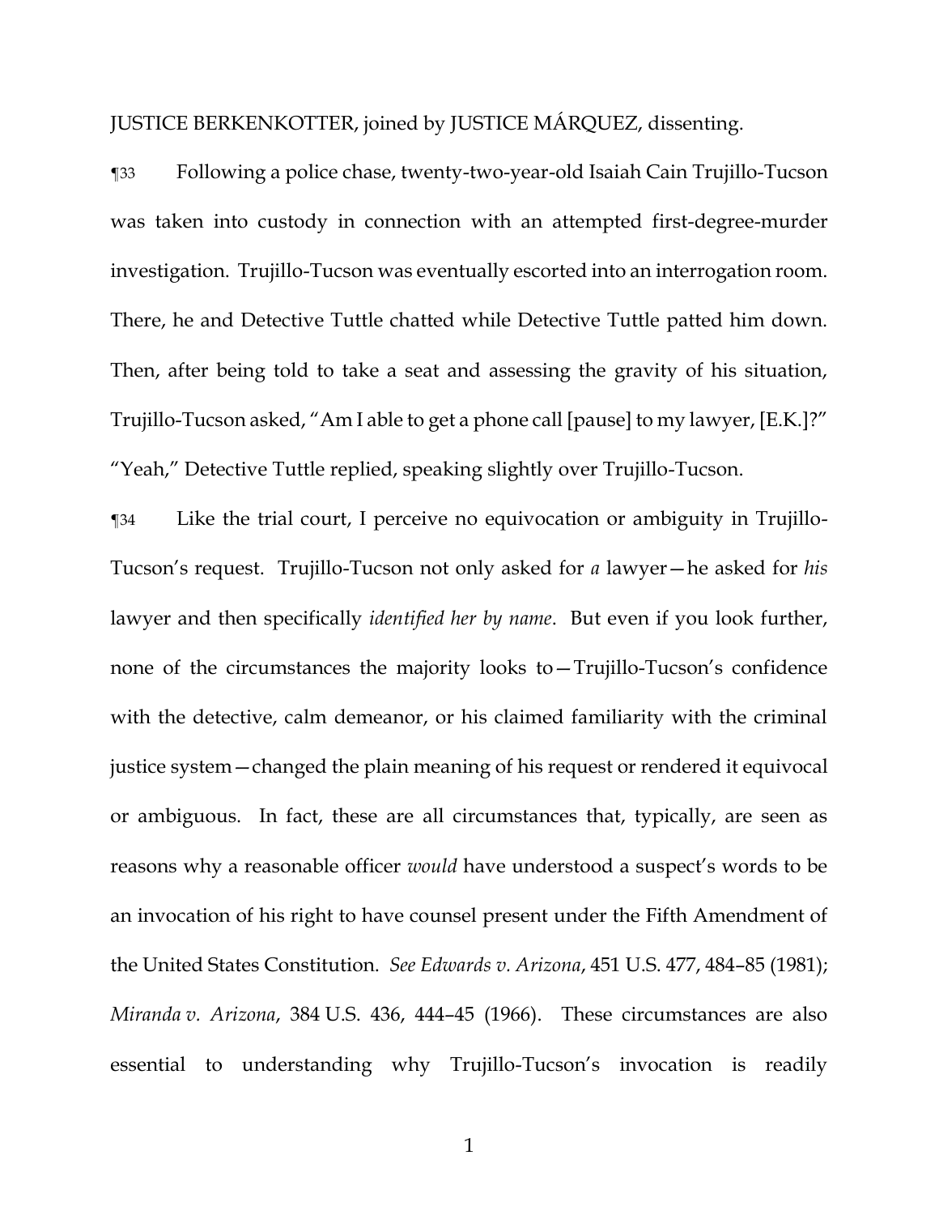JUSTICE BERKENKOTTER, joined by JUSTICE MÁRQUEZ, dissenting.

¶33 Following a police chase, twenty-two-year-old Isaiah Cain Trujillo-Tucson was taken into custody in connection with an attempted first-degree-murder investigation. Trujillo-Tucson was eventually escorted into an interrogation room. There, he and Detective Tuttle chatted while Detective Tuttle patted him down. Then, after being told to take a seat and assessing the gravity of his situation, Trujillo-Tucson asked, "Am I able to get a phone call [pause] to my lawyer, [E.K.]?" "Yeah," Detective Tuttle replied, speaking slightly over Trujillo-Tucson.

¶34 Like the trial court, I perceive no equivocation or ambiguity in Trujillo-Tucson's request. Trujillo-Tucson not only asked for *a* lawyer—he asked for *his* lawyer and then specifically *identified her by name*. But even if you look further, none of the circumstances the majority looks to—Trujillo-Tucson's confidence with the detective, calm demeanor, or his claimed familiarity with the criminal justice system—changed the plain meaning of his request or rendered it equivocal or ambiguous. In fact, these are all circumstances that, typically, are seen as reasons why a reasonable officer *would* have understood a suspect's words to be an invocation of his right to have counsel present under the Fifth Amendment of the United States Constitution. *See Edwards v. Arizona*, 451 U.S. 477, 484–85 (1981); *Miranda v. Arizona*, 384 U.S. 436, 444–45 (1966). These circumstances are also essential to understanding why Trujillo-Tucson's invocation is readily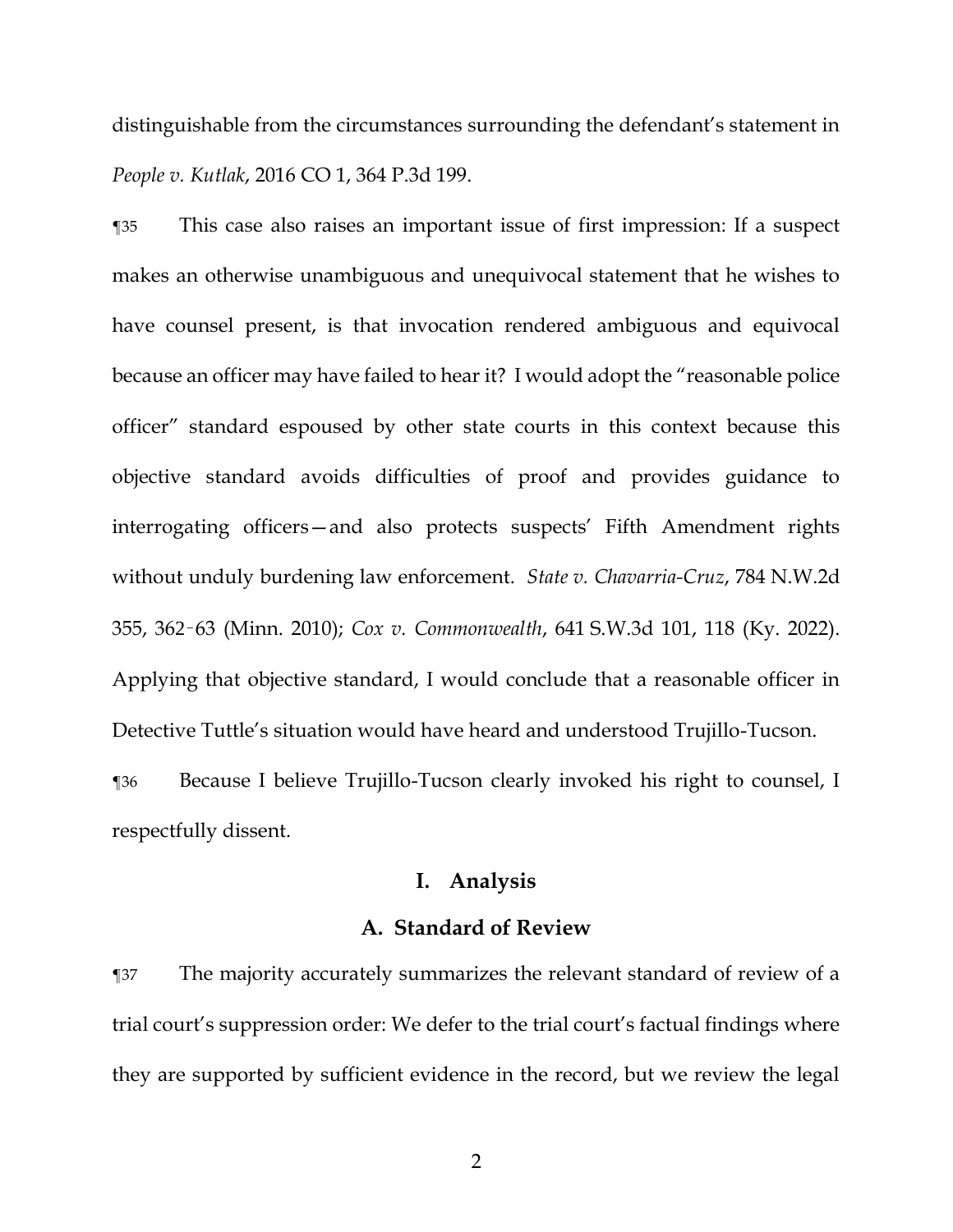distinguishable from the circumstances surrounding the defendant's statement in *People v. Kutlak*, 2016 CO 1, 364 P.3d 199.

¶35 This case also raises an important issue of first impression: If a suspect makes an otherwise unambiguous and unequivocal statement that he wishes to have counsel present, is that invocation rendered ambiguous and equivocal because an officer may have failed to hear it? I would adopt the "reasonable police officer" standard espoused by other state courts in this context because this objective standard avoids difficulties of proof and provides guidance to interrogating officers—and also protects suspects' Fifth Amendment rights without unduly burdening law enforcement. *State v. Chavarria-Cruz*, 784 N.W.2d 355, 362–63 (Minn. 2010); *Cox v. Commonwealth*, 641 S.W.3d 101, 118 (Ky. 2022). Applying that objective standard, I would conclude that a reasonable officer in Detective Tuttle's situation would have heard and understood Trujillo-Tucson.

¶36 Because I believe Trujillo-Tucson clearly invoked his right to counsel, I respectfully dissent.

## I. Analysis

### A. Standard of Review

¶37 The majority accurately summarizes the relevant standard of review of a trial court's suppression order: We defer to the trial court's factual findings where they are supported by sufficient evidence in the record, but we review the legal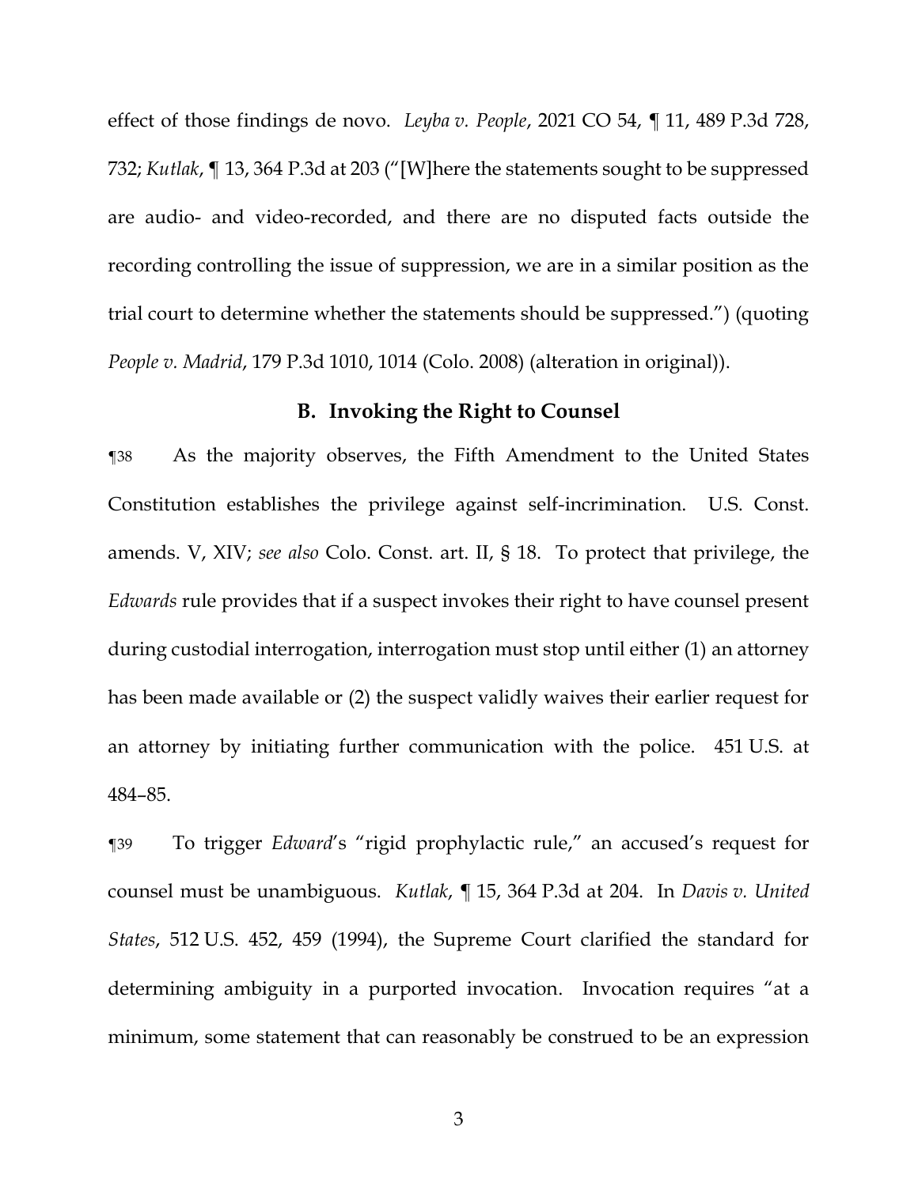effect of those findings de novo. *Leyba v. People*, 2021 CO 54, ¶ 11, 489 P.3d 728, 732; *Kutlak*, ¶ 13, 364 P.3d at 203 ("[W]here the statements sought to be suppressed are audio- and video-recorded, and there are no disputed facts outside the recording controlling the issue of suppression, we are in a similar position as the trial court to determine whether the statements should be suppressed.") (quoting *People v. Madrid*, 179 P.3d 1010, 1014 (Colo. 2008) (alteration in original)).

### B. Invoking the Right to Counsel

¶38 As the majority observes, the Fifth Amendment to the United States Constitution establishes the privilege against self-incrimination. U.S. Const. amends. V, XIV; *see also* Colo. Const. art. II, § 18. To protect that privilege, the *Edwards* rule provides that if a suspect invokes their right to have counsel present during custodial interrogation, interrogation must stop until either (1) an attorney has been made available or (2) the suspect validly waives their earlier request for an attorney by initiating further communication with the police. 451 U.S. at 484–85.

¶39 To trigger *Edward*'s "rigid prophylactic rule," an accused's request for counsel must be unambiguous. *Kutlak*, ¶ 15, 364 P.3d at 204. In *Davis v. United States*, 512 U.S. 452, 459 (1994), the Supreme Court clarified the standard for determining ambiguity in a purported invocation. Invocation requires "at a minimum, some statement that can reasonably be construed to be an expression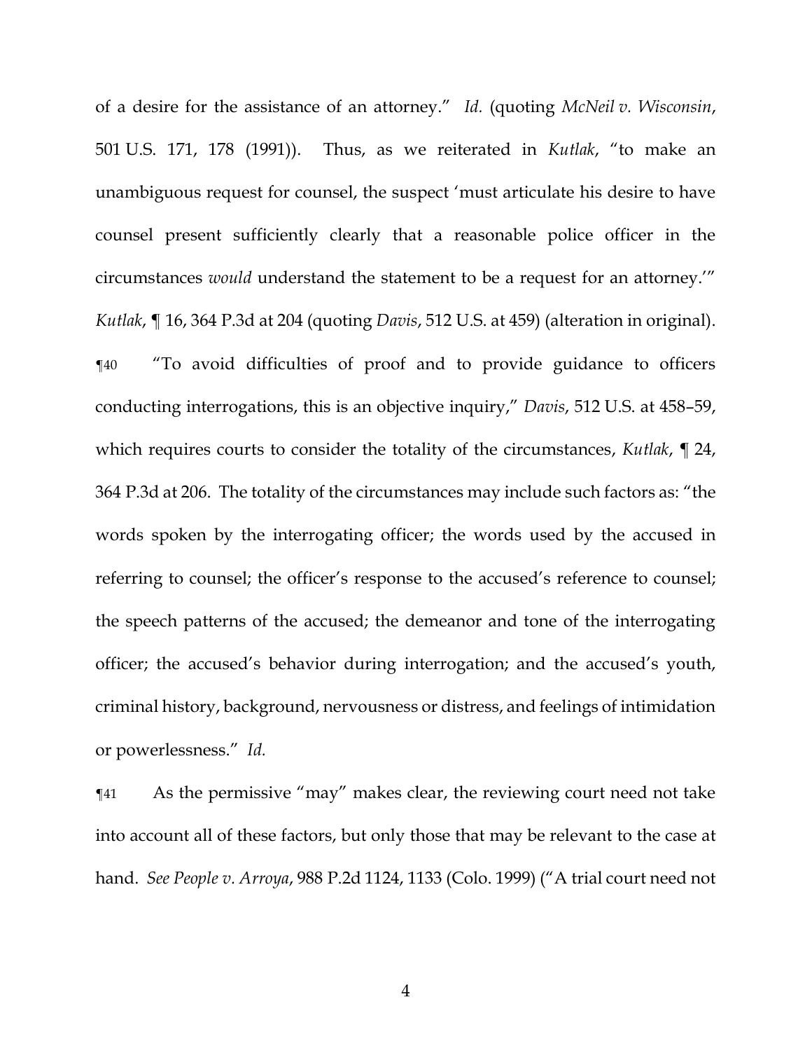of a desire for the assistance of an attorney." *Id.* (quoting *McNeil v. Wisconsin*, 501 U.S. 171, 178 (1991)). Thus, as we reiterated in *Kutlak*, "to make an unambiguous request for counsel, the suspect 'must articulate his desire to have counsel present sufficiently clearly that a reasonable police officer in the circumstances *would* understand the statement to be a request for an attorney.'" *Kutlak*, ¶ 16, 364 P.3d at 204 (quoting *Davis*, 512 U.S. at 459) (alteration in original).

¶40 "To avoid difficulties of proof and to provide guidance to officers conducting interrogations, this is an objective inquiry," *Davis*, 512 U.S. at 458–59, which requires courts to consider the totality of the circumstances, *Kutlak*, ¶ 24, 364 P.3d at 206. The totality of the circumstances may include such factors as: "the words spoken by the interrogating officer; the words used by the accused in referring to counsel; the officer's response to the accused's reference to counsel; the speech patterns of the accused; the demeanor and tone of the interrogating officer; the accused's behavior during interrogation; and the accused's youth, criminal history, background, nervousness or distress, and feelings of intimidation or powerlessness." *Id.*

¶41 As the permissive "may" makes clear, the reviewing court need not take into account all of these factors, but only those that may be relevant to the case at hand. *See People v. Arroya*, 988 P.2d 1124, 1133 (Colo. 1999) ("A trial court need not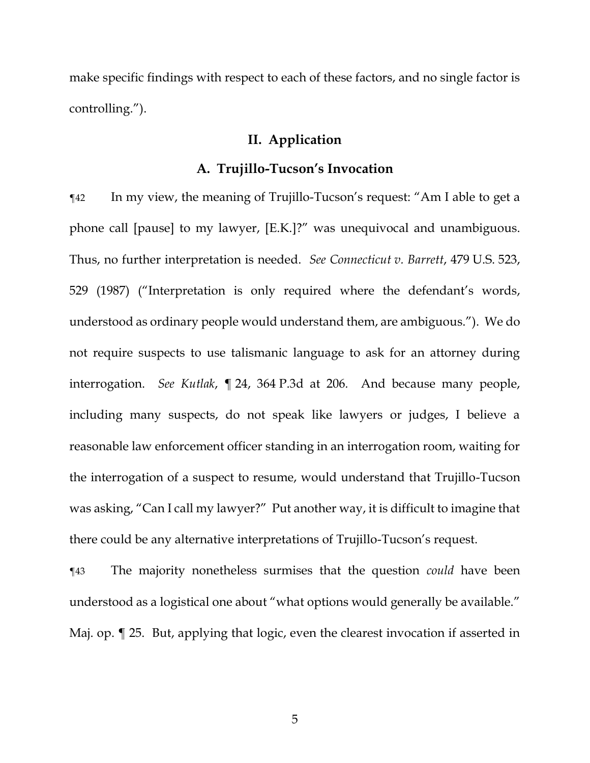make specific findings with respect to each of these factors, and no single factor is controlling.").

## II. Application

### A. Trujillo-Tucson's Invocation

¶42 In my view, the meaning of Trujillo-Tucson's request: "Am I able to get a phone call [pause] to my lawyer, [E.K.]?" was unequivocal and unambiguous. Thus, no further interpretation is needed. *See Connecticut v. Barrett*, 479 U.S. 523, 529 (1987) ("Interpretation is only required where the defendant's words, understood as ordinary people would understand them, are ambiguous."). We do not require suspects to use talismanic language to ask for an attorney during interrogation. *See Kutlak*, ¶ 24, 364 P.3d at 206. And because many people, including many suspects, do not speak like lawyers or judges, I believe a reasonable law enforcement officer standing in an interrogation room, waiting for the interrogation of a suspect to resume, would understand that Trujillo-Tucson was asking, "Can I call my lawyer?" Put another way, it is difficult to imagine that there could be any alternative interpretations of Trujillo-Tucson's request.

¶43 The majority nonetheless surmises that the question *could* have been understood as a logistical one about "what options would generally be available." Maj. op. ¶ 25. But, applying that logic, even the clearest invocation if asserted in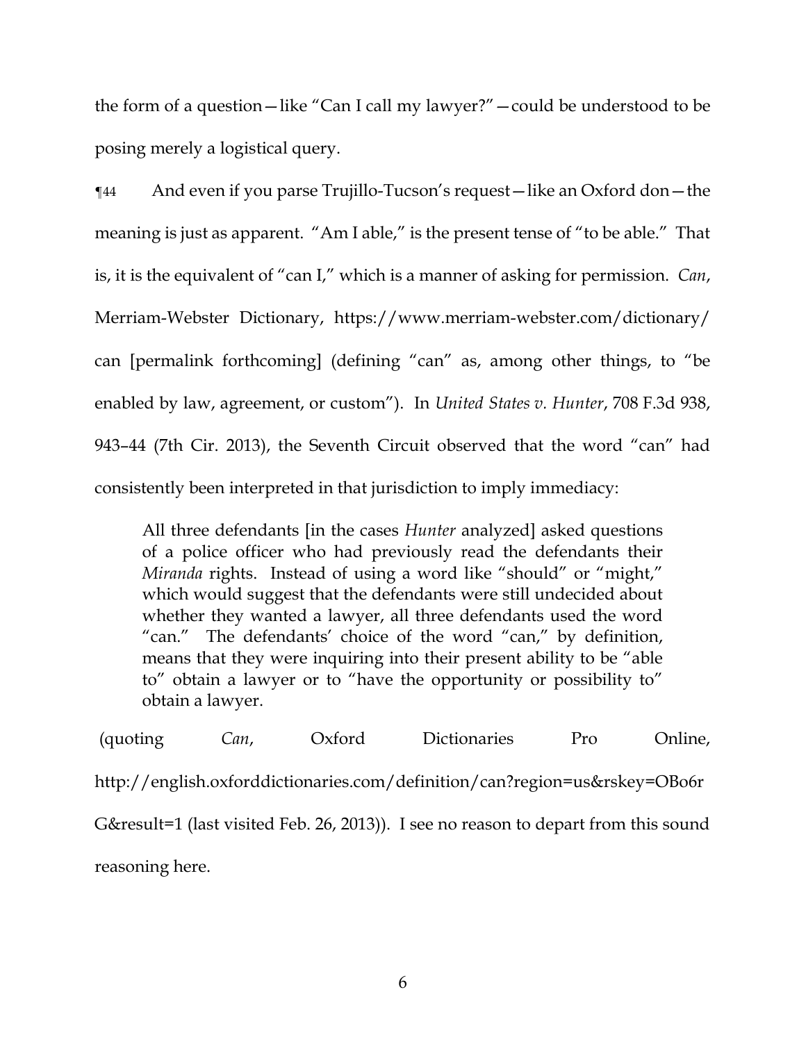the form of a question—like "Can I call my lawyer?"—could be understood to be posing merely a logistical query.

¶44 And even if you parse Trujillo-Tucson's request—like an Oxford don—the meaning is just as apparent. "Am I able," is the present tense of "to be able." That is, it is the equivalent of "can I," which is a manner of asking for permission. *Can*, Merriam-Webster Dictionary, https://www.merriam-webster.com/dictionary/can [permalink forthcoming] (defining "can" as, among other things, to "be enabled by law, agreement, or custom"). In *United States v. Hunter*, 708 F.3d 938, 943–44 (7th Cir. 2013), the Seventh Circuit observed that the word "can" had consistently been interpreted in that jurisdiction to imply immediacy:

> All three defendants [in the cases *Hunter* analyzed] asked questions of a police officer who had previously read the defendants their *Miranda* rights. Instead of using a word like "should" or "might," which would suggest that the defendants were still undecided about whether they wanted a lawyer, all three defendants used the word "can." The defendants' choice of the word "can," by definition, means that they were inquiring into their present ability to be "able to" obtain a lawyer or to "have the opportunity or possibility to" obtain a lawyer.

(quoting *Can*, Oxford Dictionaries Pro Online, http://english.oxforddictionaries.com/definition/can?region=us&rskey=OBo6rG&result=1 (last visited Feb. 26, 2013)). I see no reason to depart from this sound reasoning here.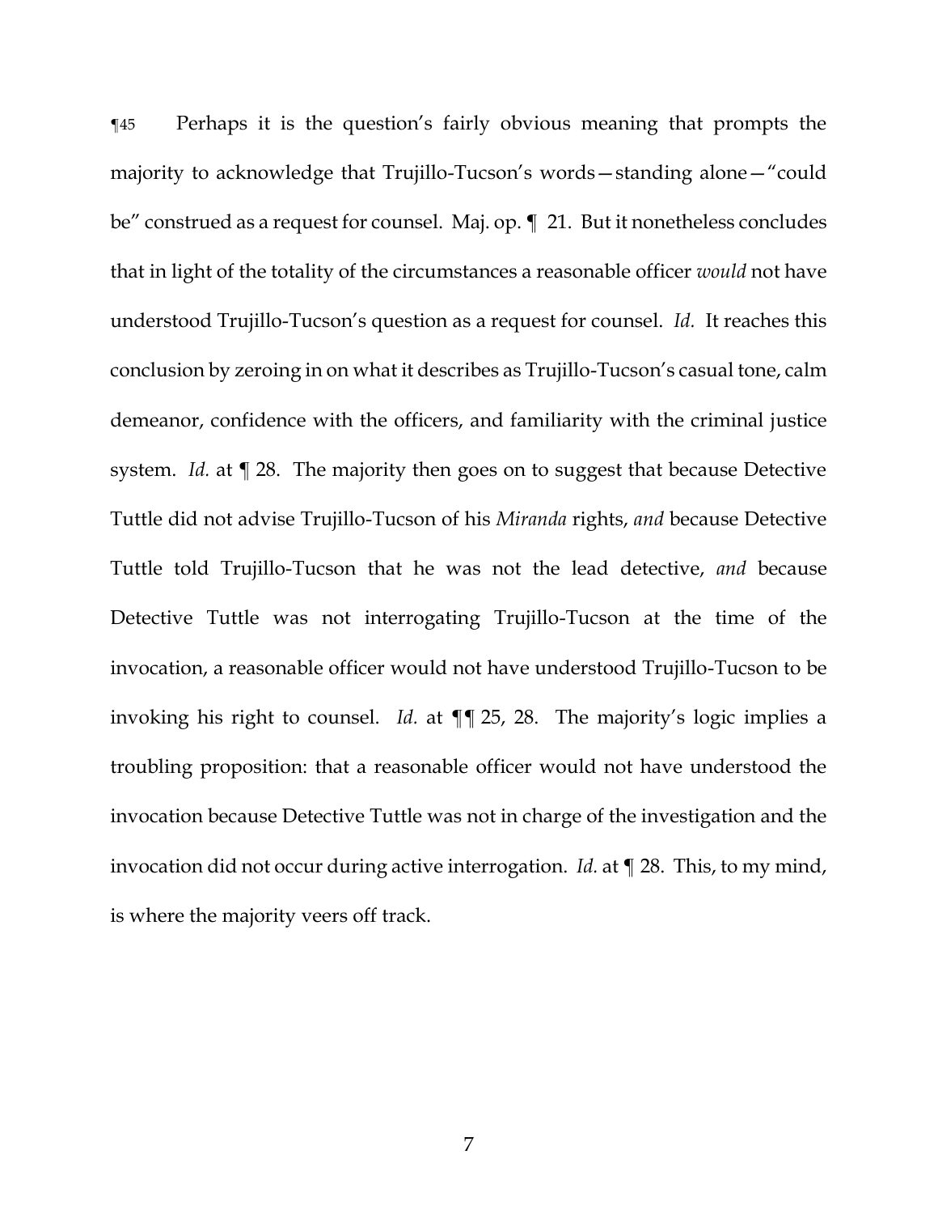¶45 Perhaps it is the question's fairly obvious meaning that prompts the majority to acknowledge that Trujillo-Tucson's words—standing alone—"could be" construed as a request for counsel. Maj. op. ¶ 21. But it nonetheless concludes that in light of the totality of the circumstances a reasonable officer *would* not have understood Trujillo-Tucson's question as a request for counsel. *Id.* It reaches this conclusion by zeroing in on what it describes as Trujillo-Tucson's casual tone, calm demeanor, confidence with the officers, and familiarity with the criminal justice system. *Id.* at ¶ 28. The majority then goes on to suggest that because Detective Tuttle did not advise Trujillo-Tucson of his *Miranda* rights, *and* because Detective Tuttle told Trujillo-Tucson that he was not the lead detective, *and* because Detective Tuttle was not interrogating Trujillo-Tucson at the time of the invocation, a reasonable officer would not have understood Trujillo-Tucson to be invoking his right to counsel. *Id.* at ¶¶ 25, 28. The majority's logic implies a troubling proposition: that a reasonable officer would not have understood the invocation because Detective Tuttle was not in charge of the investigation and the invocation did not occur during active interrogation. *Id.* at ¶ 28. This, to my mind, is where the majority veers off track.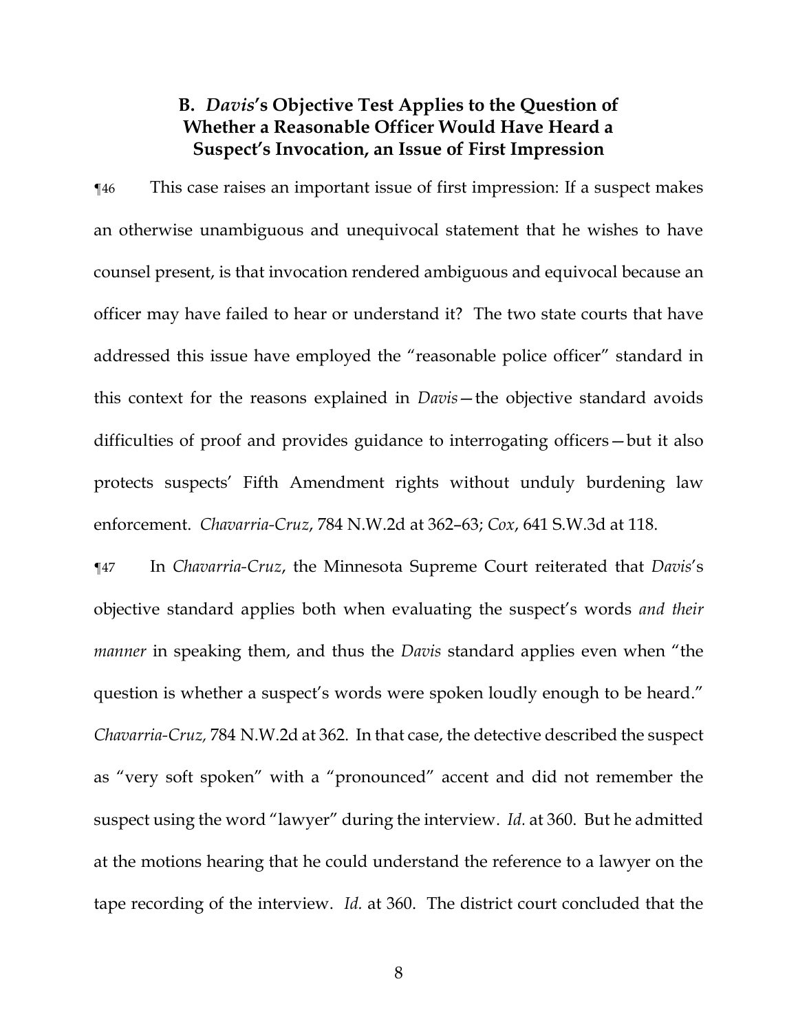### B. *Davis*'s Objective Test Applies to the Question of Whether a Reasonable Officer Would Have Heard a Suspect's Invocation, an Issue of First Impression

¶46 This case raises an important issue of first impression: If a suspect makes an otherwise unambiguous and unequivocal statement that he wishes to have counsel present, is that invocation rendered ambiguous and equivocal because an officer may have failed to hear or understand it? The two state courts that have addressed this issue have employed the "reasonable police officer" standard in this context for the reasons explained in *Davis*—the objective standard avoids difficulties of proof and provides guidance to interrogating officers—but it also protects suspects' Fifth Amendment rights without unduly burdening law enforcement. *Chavarria-Cruz*, 784 N.W.2d at 362–63; *Cox*, 641 S.W.3d at 118.

¶47 In *Chavarria-Cruz*, the Minnesota Supreme Court reiterated that *Davis*'s objective standard applies both when evaluating the suspect's words *and their manner* in speaking them, and thus the *Davis* standard applies even when "the question is whether a suspect's words were spoken loudly enough to be heard." *Chavarria-Cruz,* 784 N.W.2d at 362. In that case, the detective described the suspect as "very soft spoken" with a "pronounced" accent and did not remember the suspect using the word "lawyer" during the interview. *Id.* at 360. But he admitted at the motions hearing that he could understand the reference to a lawyer on the tape recording of the interview. *Id.* at 360. The district court concluded that the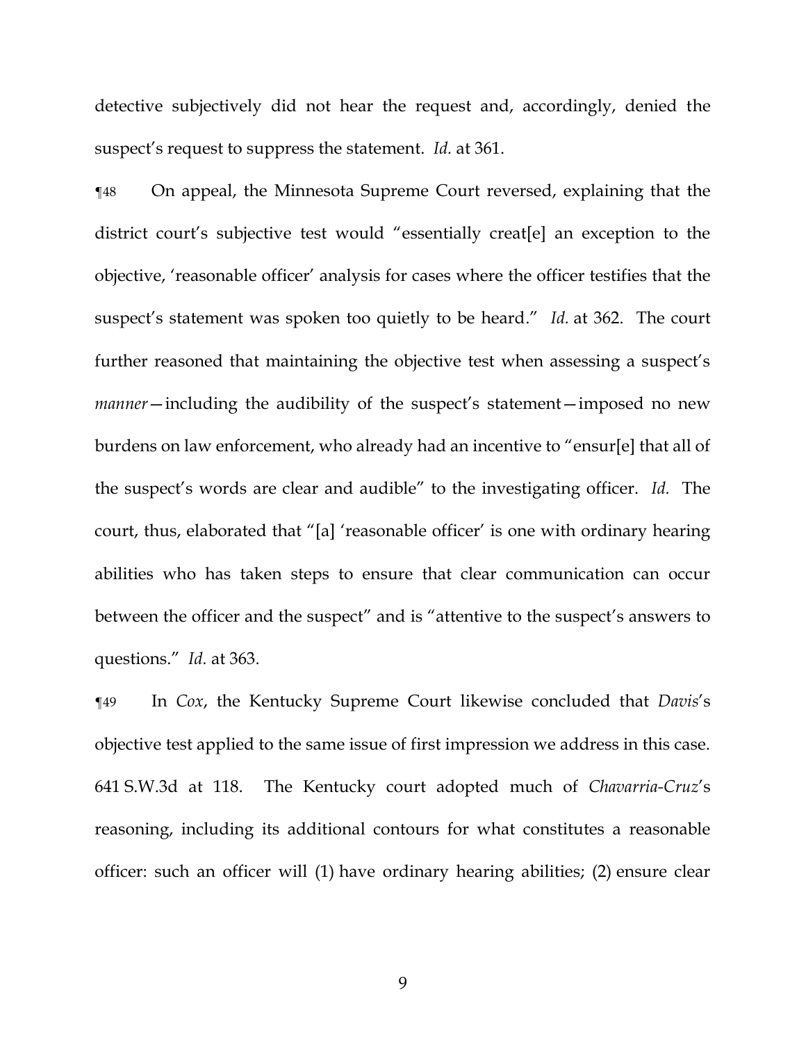detective subjectively did not hear the request and, accordingly, denied the suspect's request to suppress the statement. *Id.* at 361.

¶48 On appeal, the Minnesota Supreme Court reversed, explaining that the district court's subjective test would "essentially creat[e] an exception to the objective, 'reasonable officer' analysis for cases where the officer testifies that the suspect's statement was spoken too quietly to be heard." *Id.* at 362. The court further reasoned that maintaining the objective test when assessing a suspect's *manner*—including the audibility of the suspect's statement—imposed no new burdens on law enforcement, who already had an incentive to "ensur[e] that all of the suspect's words are clear and audible" to the investigating officer. *Id.* The court, thus, elaborated that "[a] 'reasonable officer' is one with ordinary hearing abilities who has taken steps to ensure that clear communication can occur between the officer and the suspect" and is "attentive to the suspect's answers to questions." *Id.* at 363.

¶49 In *Cox*, the Kentucky Supreme Court likewise concluded that *Davis*'s objective test applied to the same issue of first impression we address in this case. 641 S.W.3d at 118. The Kentucky court adopted much of *Chavarria-Cruz*'s reasoning, including its additional contours for what constitutes a reasonable officer: such an officer will (1) have ordinary hearing abilities; (2) ensure clear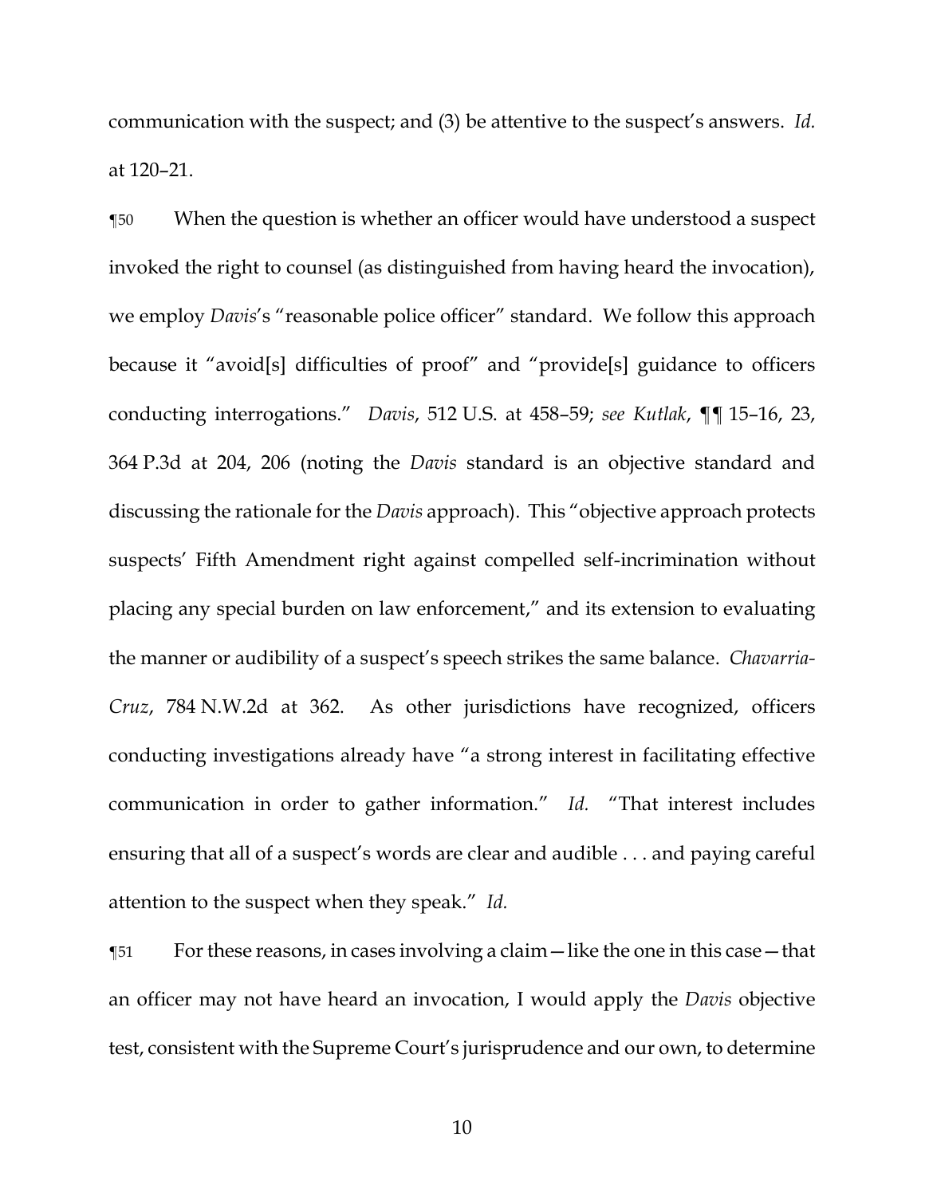communication with the suspect; and (3) be attentive to the suspect's answers. *Id.* at 120–21.

¶50 When the question is whether an officer would have understood a suspect invoked the right to counsel (as distinguished from having heard the invocation), we employ *Davis*'s "reasonable police officer" standard. We follow this approach because it "avoid[s] difficulties of proof" and "provide[s] guidance to officers conducting interrogations." *Davis*, 512 U.S. at 458–59; *see Kutlak*, ¶¶ 15–16, 23, 364 P.3d at 204, 206 (noting the *Davis* standard is an objective standard and discussing the rationale for the *Davis* approach). This "objective approach protects suspects' Fifth Amendment right against compelled self-incrimination without placing any special burden on law enforcement," and its extension to evaluating the manner or audibility of a suspect's speech strikes the same balance. *Chavarria-Cruz*, 784 N.W.2d at 362. As other jurisdictions have recognized, officers conducting investigations already have "a strong interest in facilitating effective communication in order to gather information." *Id.* "That interest includes ensuring that all of a suspect's words are clear and audible . . . and paying careful attention to the suspect when they speak." *Id.*

¶51 For these reasons, in cases involving a claim—like the one in this case—that an officer may not have heard an invocation, I would apply the *Davis* objective test, consistent with the Supreme Court's jurisprudence and our own, to determine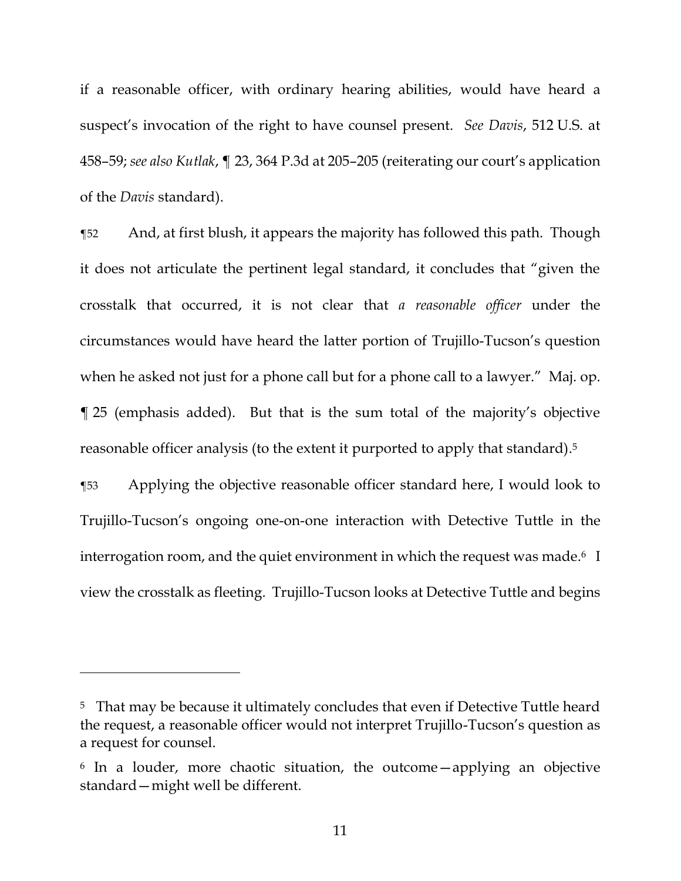if a reasonable officer, with ordinary hearing abilities, would have heard a suspect's invocation of the right to have counsel present. *See Davis*, 512 U.S. at 458–59; *see also Kutlak*, ¶ 23, 364 P.3d at 205–205 (reiterating our court's application of the *Davis* standard).

¶52 And, at first blush, it appears the majority has followed this path. Though it does not articulate the pertinent legal standard, it concludes that "given the crosstalk that occurred, it is not clear that *a reasonable officer* under the circumstances would have heard the latter portion of Trujillo-Tucson's question when he asked not just for a phone call but for a phone call to a lawyer." Maj. op. ¶ 25 (emphasis added). But that is the sum total of the majority's objective reasonable officer analysis (to the extent it purported to apply that standard).[5]

¶53 Applying the objective reasonable officer standard here, I would look to Trujillo-Tucson's ongoing one-on-one interaction with Detective Tuttle in the interrogation room, and the quiet environment in which the request was made.[6] I view the crosstalk as fleeting. Trujillo-Tucson looks at Detective Tuttle and begins

---

[5] That may be because it ultimately concludes that even if Detective Tuttle heard the request, a reasonable officer would not interpret Trujillo-Tucson's question as a request for counsel.

[6] In a louder, more chaotic situation, the outcome—applying an objective standard—might well be different.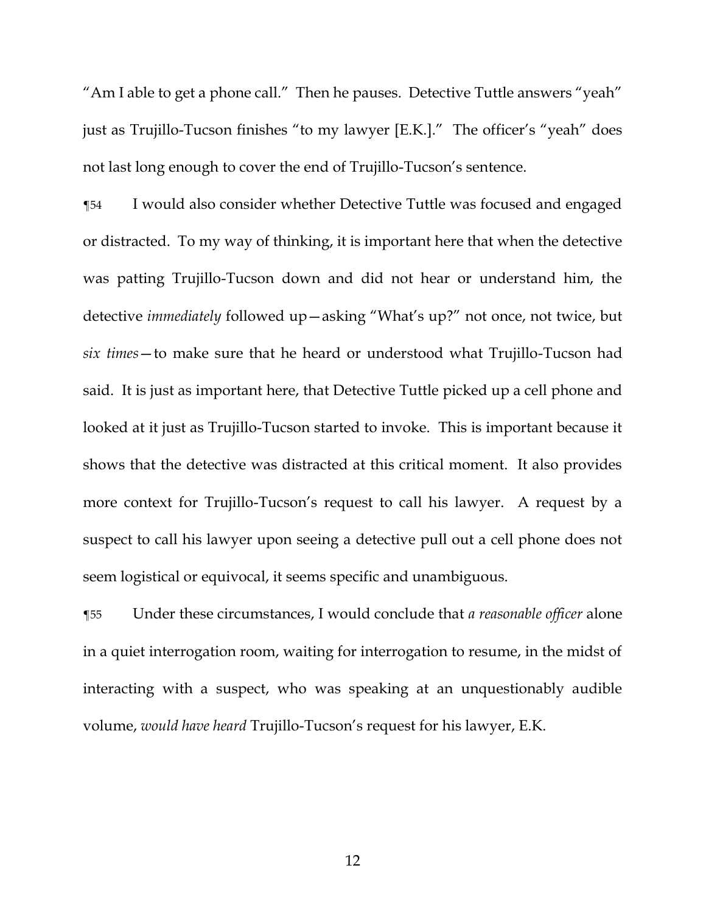"Am I able to get a phone call." Then he pauses. Detective Tuttle answers "yeah" just as Trujillo-Tucson finishes "to my lawyer [E.K.]." The officer's "yeah" does not last long enough to cover the end of Trujillo-Tucson's sentence.

¶54 I would also consider whether Detective Tuttle was focused and engaged or distracted. To my way of thinking, it is important here that when the detective was patting Trujillo-Tucson down and did not hear or understand him, the detective *immediately* followed up—asking "What's up?" not once, not twice, but *six times*—to make sure that he heard or understood what Trujillo-Tucson had said. It is just as important here, that Detective Tuttle picked up a cell phone and looked at it just as Trujillo-Tucson started to invoke. This is important because it shows that the detective was distracted at this critical moment. It also provides more context for Trujillo-Tucson's request to call his lawyer. A request by a suspect to call his lawyer upon seeing a detective pull out a cell phone does not seem logistical or equivocal, it seems specific and unambiguous.

¶55 Under these circumstances, I would conclude that *a reasonable officer* alone in a quiet interrogation room, waiting for interrogation to resume, in the midst of interacting with a suspect, who was speaking at an unquestionably audible volume, *would have heard* Trujillo-Tucson's request for his lawyer, E.K.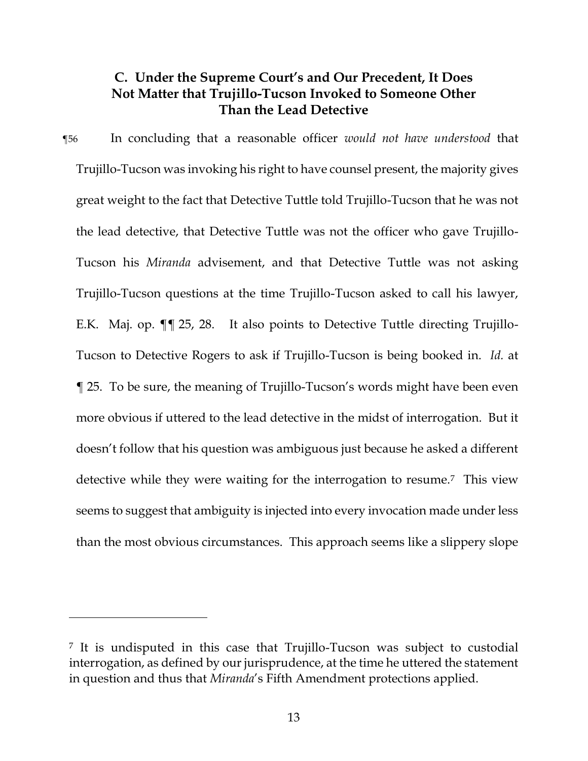### C. Under the Supreme Court's and Our Precedent, It Does Not Matter that Trujillo-Tucson Invoked to Someone Other Than the Lead Detective

¶56 In concluding that a reasonable officer *would not have understood* that Trujillo-Tucson was invoking his right to have counsel present, the majority gives great weight to the fact that Detective Tuttle told Trujillo-Tucson that he was not the lead detective, that Detective Tuttle was not the officer who gave Trujillo-Tucson his *Miranda* advisement, and that Detective Tuttle was not asking Trujillo-Tucson questions at the time Trujillo-Tucson asked to call his lawyer, E.K. Maj. op. ¶¶ 25, 28. It also points to Detective Tuttle directing Trujillo-Tucson to Detective Rogers to ask if Trujillo-Tucson is being booked in. *Id.* at ¶ 25. To be sure, the meaning of Trujillo-Tucson's words might have been even more obvious if uttered to the lead detective in the midst of interrogation. But it doesn't follow that his question was ambiguous just because he asked a different detective while they were waiting for the interrogation to resume.[7] This view seems to suggest that ambiguity is injected into every invocation made under less than the most obvious circumstances. This approach seems like a slippery slope

[7] It is undisputed in this case that Trujillo-Tucson was subject to custodial interrogation, as defined by our jurisprudence, at the time he uttered the statement in question and thus that *Miranda*'s Fifth Amendment protections applied.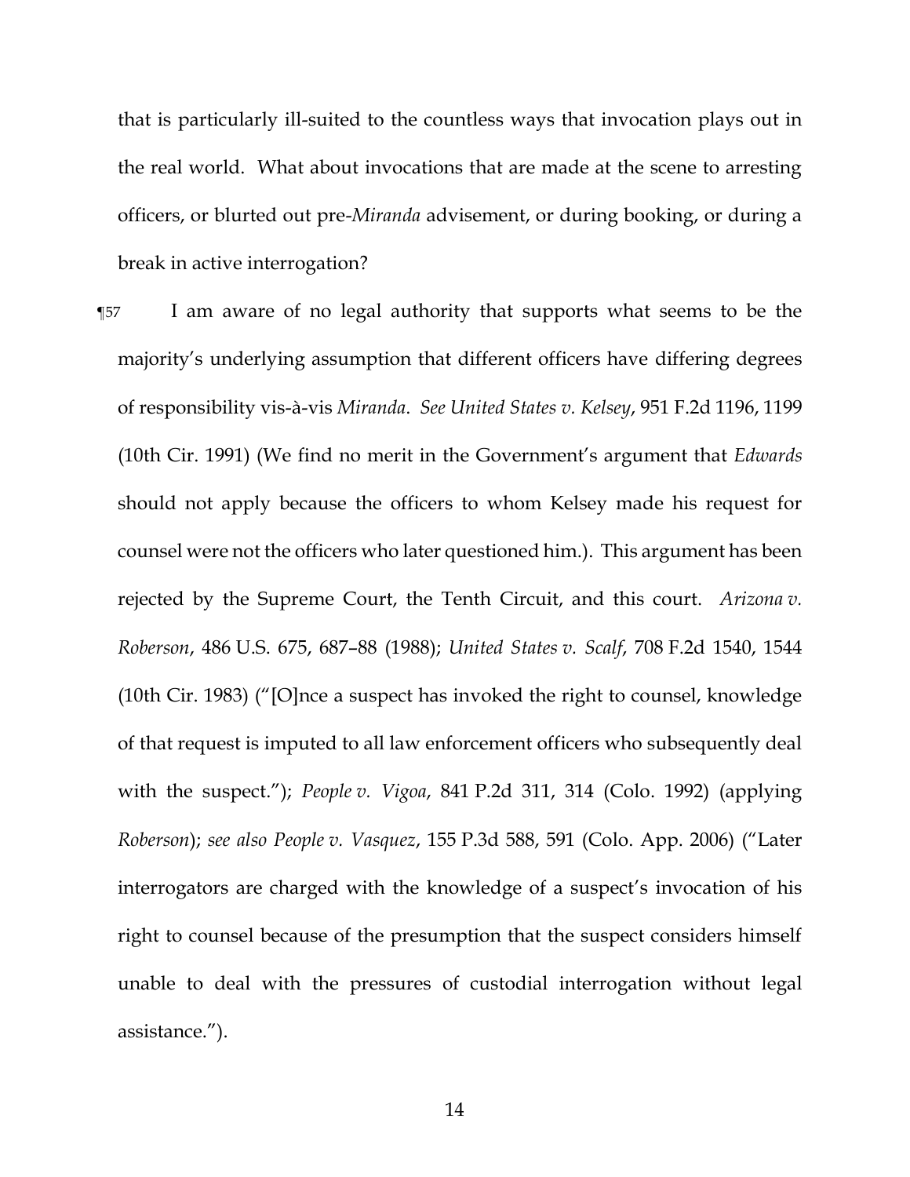that is particularly ill-suited to the countless ways that invocation plays out in the real world. What about invocations that are made at the scene to arresting officers, or blurted out pre-*Miranda* advisement, or during booking, or during a break in active interrogation?

¶57 I am aware of no legal authority that supports what seems to be the majority's underlying assumption that different officers have differing degrees of responsibility vis-à-vis *Miranda*. *See United States v. Kelsey*, 951 F.2d 1196, 1199 (10th Cir. 1991) (We find no merit in the Government's argument that *Edwards* should not apply because the officers to whom Kelsey made his request for counsel were not the officers who later questioned him.). This argument has been rejected by the Supreme Court, the Tenth Circuit, and this court. *Arizona v. Roberson*, 486 U.S. 675, 687–88 (1988); *United States v. Scalf*, 708 F.2d 1540, 1544 (10th Cir. 1983) ("[O]nce a suspect has invoked the right to counsel, knowledge of that request is imputed to all law enforcement officers who subsequently deal with the suspect."); *People v. Vigoa*, 841 P.2d 311, 314 (Colo. 1992) (applying *Roberson*); *see also People v. Vasquez*, 155 P.3d 588, 591 (Colo. App. 2006) ("Later interrogators are charged with the knowledge of a suspect's invocation of his right to counsel because of the presumption that the suspect considers himself unable to deal with the pressures of custodial interrogation without legal assistance.").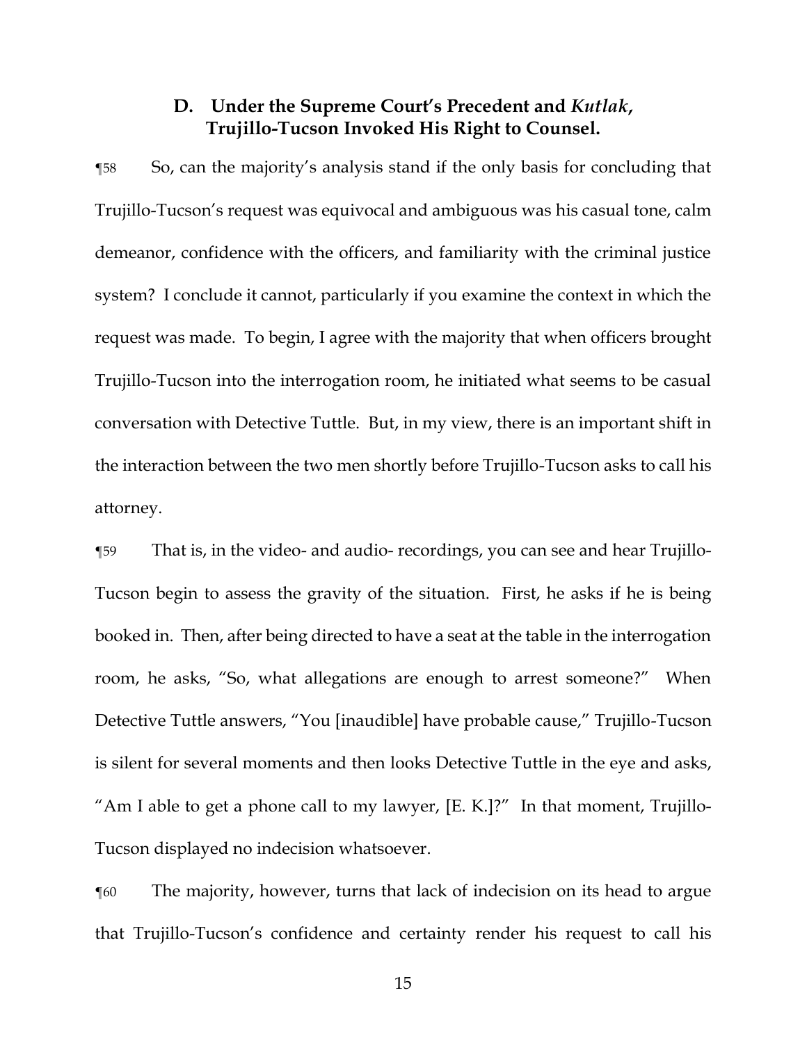### D. Under the Supreme Court's Precedent and *Kutlak*, Trujillo-Tucson Invoked His Right to Counsel.

¶58 So, can the majority's analysis stand if the only basis for concluding that Trujillo-Tucson's request was equivocal and ambiguous was his casual tone, calm demeanor, confidence with the officers, and familiarity with the criminal justice system? I conclude it cannot, particularly if you examine the context in which the request was made. To begin, I agree with the majority that when officers brought Trujillo-Tucson into the interrogation room, he initiated what seems to be casual conversation with Detective Tuttle. But, in my view, there is an important shift in the interaction between the two men shortly before Trujillo-Tucson asks to call his attorney.

¶59 That is, in the video- and audio- recordings, you can see and hear Trujillo-Tucson begin to assess the gravity of the situation. First, he asks if he is being booked in. Then, after being directed to have a seat at the table in the interrogation room, he asks, "So, what allegations are enough to arrest someone?" When Detective Tuttle answers, "You [inaudible] have probable cause," Trujillo-Tucson is silent for several moments and then looks Detective Tuttle in the eye and asks, "Am I able to get a phone call to my lawyer, [E. K.]?" In that moment, Trujillo-Tucson displayed no indecision whatsoever.

¶60 The majority, however, turns that lack of indecision on its head to argue that Trujillo-Tucson's confidence and certainty render his request to call his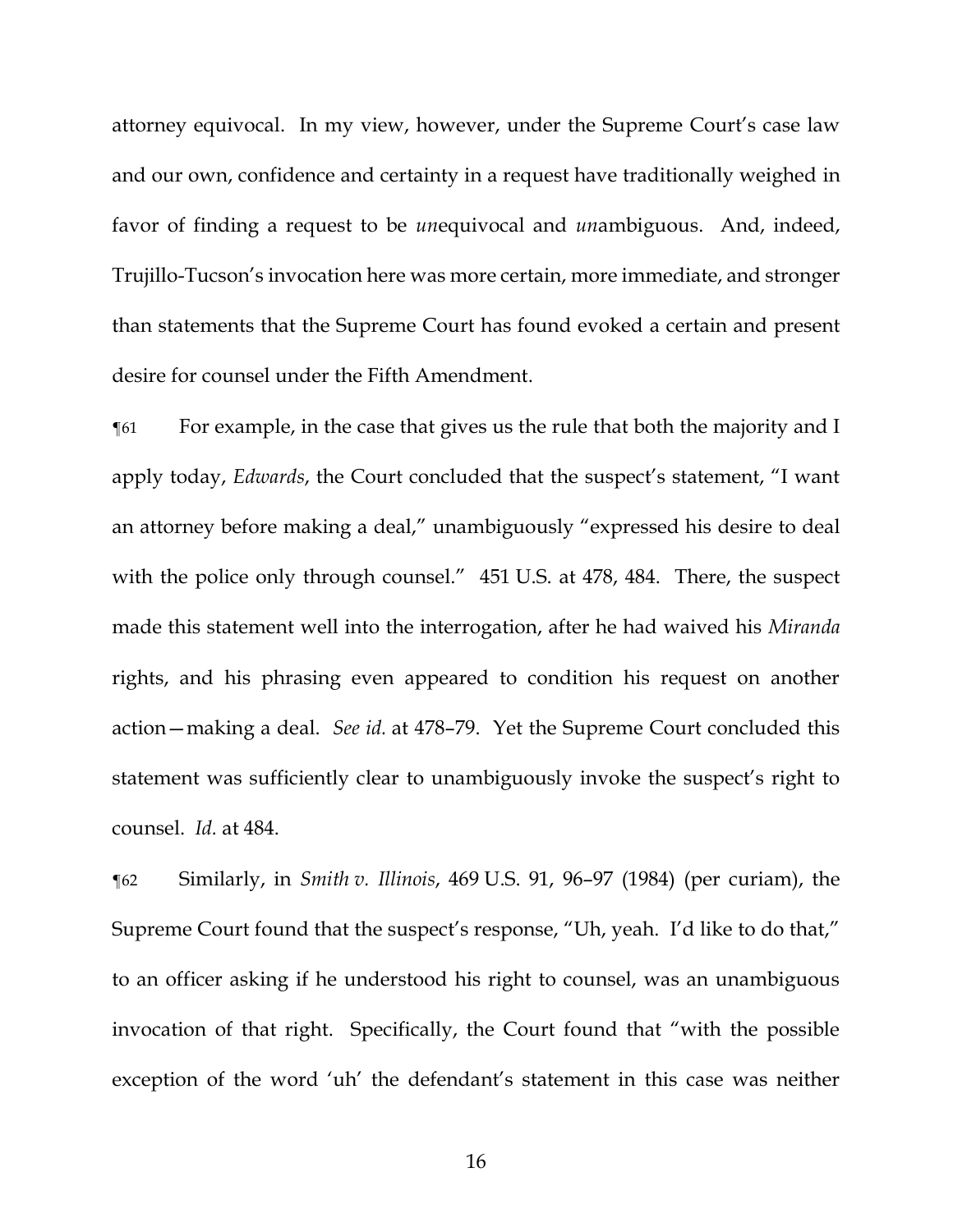attorney equivocal. In my view, however, under the Supreme Court's case law and our own, confidence and certainty in a request have traditionally weighed in favor of finding a request to be *un*equivocal and *un*ambiguous. And, indeed, Trujillo-Tucson's invocation here was more certain, more immediate, and stronger than statements that the Supreme Court has found evoked a certain and present desire for counsel under the Fifth Amendment.

¶61 For example, in the case that gives us the rule that both the majority and I apply today, *Edwards*, the Court concluded that the suspect's statement, "I want an attorney before making a deal," unambiguously "expressed his desire to deal with the police only through counsel." 451 U.S. at 478, 484. There, the suspect made this statement well into the interrogation, after he had waived his *Miranda* rights, and his phrasing even appeared to condition his request on another action—making a deal. *See id.* at 478–79. Yet the Supreme Court concluded this statement was sufficiently clear to unambiguously invoke the suspect's right to counsel. *Id.* at 484.

¶62 Similarly, in *Smith v. Illinois*, 469 U.S. 91, 96–97 (1984) (per curiam), the Supreme Court found that the suspect's response, "Uh, yeah. I'd like to do that," to an officer asking if he understood his right to counsel, was an unambiguous invocation of that right. Specifically, the Court found that "with the possible exception of the word 'uh' the defendant's statement in this case was neither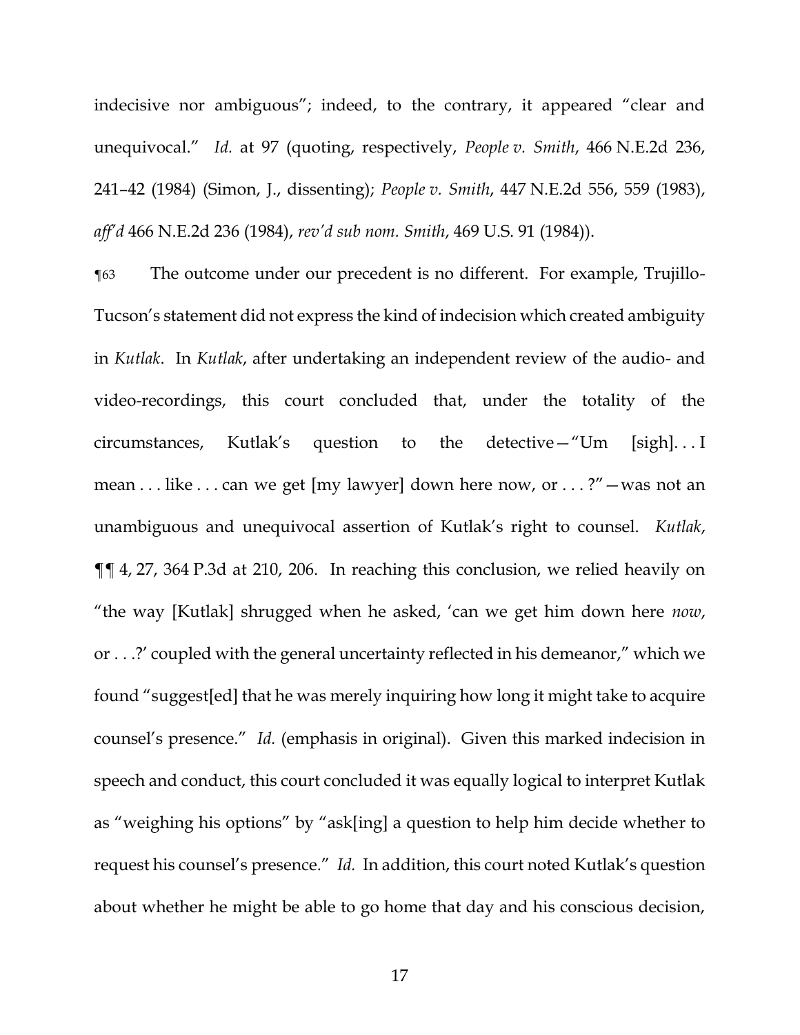indecisive nor ambiguous"; indeed, to the contrary, it appeared "clear and unequivocal." *Id.* at 97 (quoting, respectively, *People v. Smith*, 466 N.E.2d 236, 241–42 (1984) (Simon, J., dissenting); *People v. Smith*, 447 N.E.2d 556, 559 (1983), *aff'd* 466 N.E.2d 236 (1984), *rev'd sub nom. Smith*, 469 U.S. 91 (1984)).

¶63 The outcome under our precedent is no different. For example, Trujillo-Tucson's statement did not express the kind of indecision which created ambiguity in *Kutlak*. In *Kutlak*, after undertaking an independent review of the audio- and video-recordings, this court concluded that, under the totality of the circumstances, Kutlak's question to the detective—"Um [sigh]. . . I mean . . . like . . . can we get [my lawyer] down here now, or . . . ?"—was not an unambiguous and unequivocal assertion of Kutlak's right to counsel. *Kutlak*, ¶¶ 4, 27, 364 P.3d at 210, 206. In reaching this conclusion, we relied heavily on "the way [Kutlak] shrugged when he asked, 'can we get him down here *now*, or . . .?' coupled with the general uncertainty reflected in his demeanor," which we found "suggest[ed] that he was merely inquiring how long it might take to acquire counsel's presence." *Id.* (emphasis in original). Given this marked indecision in speech and conduct, this court concluded it was equally logical to interpret Kutlak as "weighing his options" by "ask[ing] a question to help him decide whether to request his counsel's presence." *Id.* In addition, this court noted Kutlak's question about whether he might be able to go home that day and his conscious decision,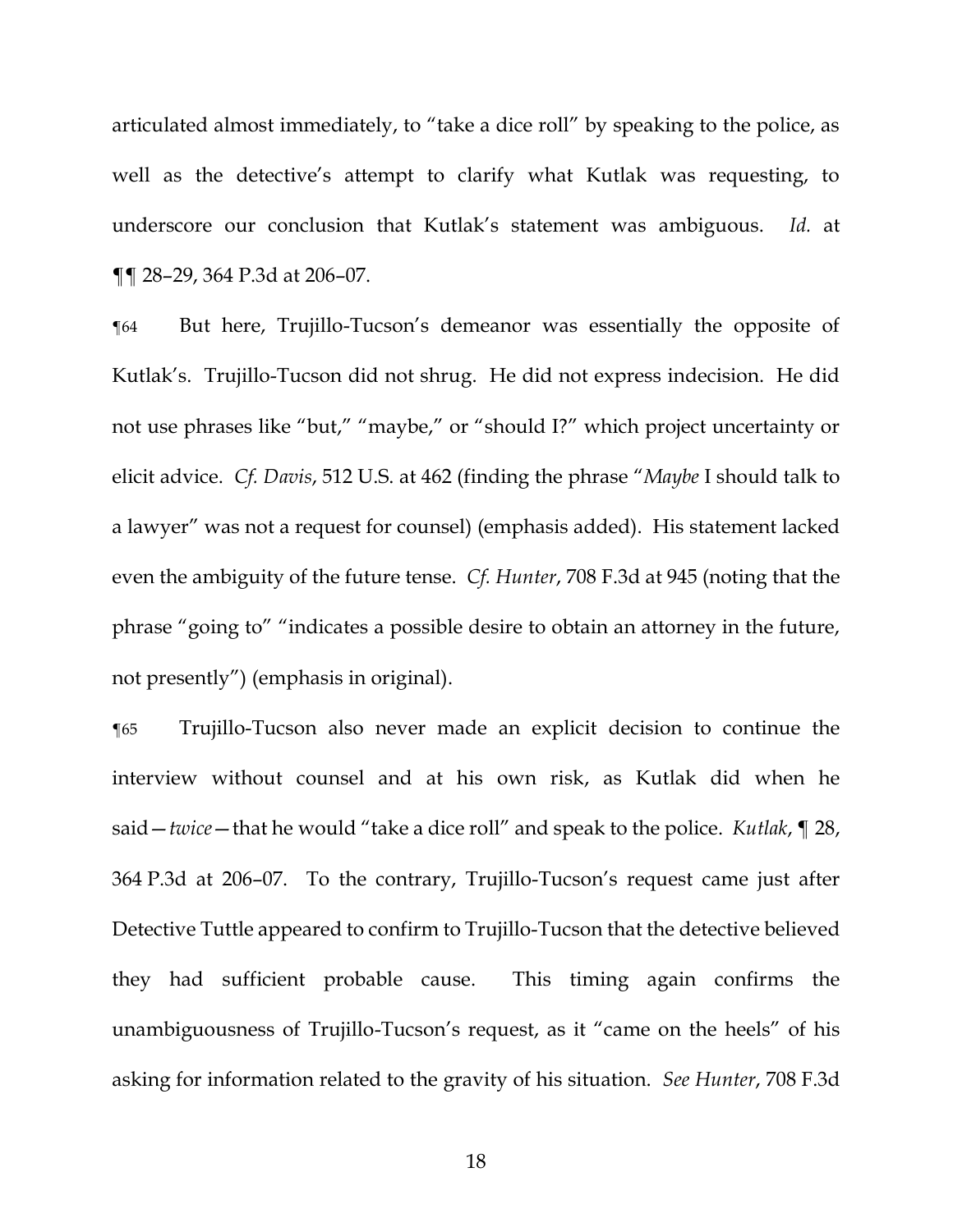articulated almost immediately, to "take a dice roll" by speaking to the police, as well as the detective's attempt to clarify what Kutlak was requesting, to underscore our conclusion that Kutlak's statement was ambiguous. *Id.* at ¶¶ 28–29, 364 P.3d at 206–07.

¶64 But here, Trujillo-Tucson's demeanor was essentially the opposite of Kutlak's. Trujillo-Tucson did not shrug. He did not express indecision. He did not use phrases like "but," "maybe," or "should I?" which project uncertainty or elicit advice. *Cf. Davis*, 512 U.S. at 462 (finding the phrase "*Maybe* I should talk to a lawyer" was not a request for counsel) (emphasis added). His statement lacked even the ambiguity of the future tense. *Cf. Hunter*, 708 F.3d at 945 (noting that the phrase "going to" "indicates a possible desire to obtain an attorney in the future, not presently") (emphasis in original).

¶65 Trujillo-Tucson also never made an explicit decision to continue the interview without counsel and at his own risk, as Kutlak did when he said—*twice*—that he would "take a dice roll" and speak to the police. *Kutlak*, ¶ 28, 364 P.3d at 206–07. To the contrary, Trujillo-Tucson's request came just after Detective Tuttle appeared to confirm to Trujillo-Tucson that the detective believed they had sufficient probable cause. This timing again confirms the unambiguousness of Trujillo-Tucson's request, as it "came on the heels" of his asking for information related to the gravity of his situation. *See Hunter*, 708 F.3d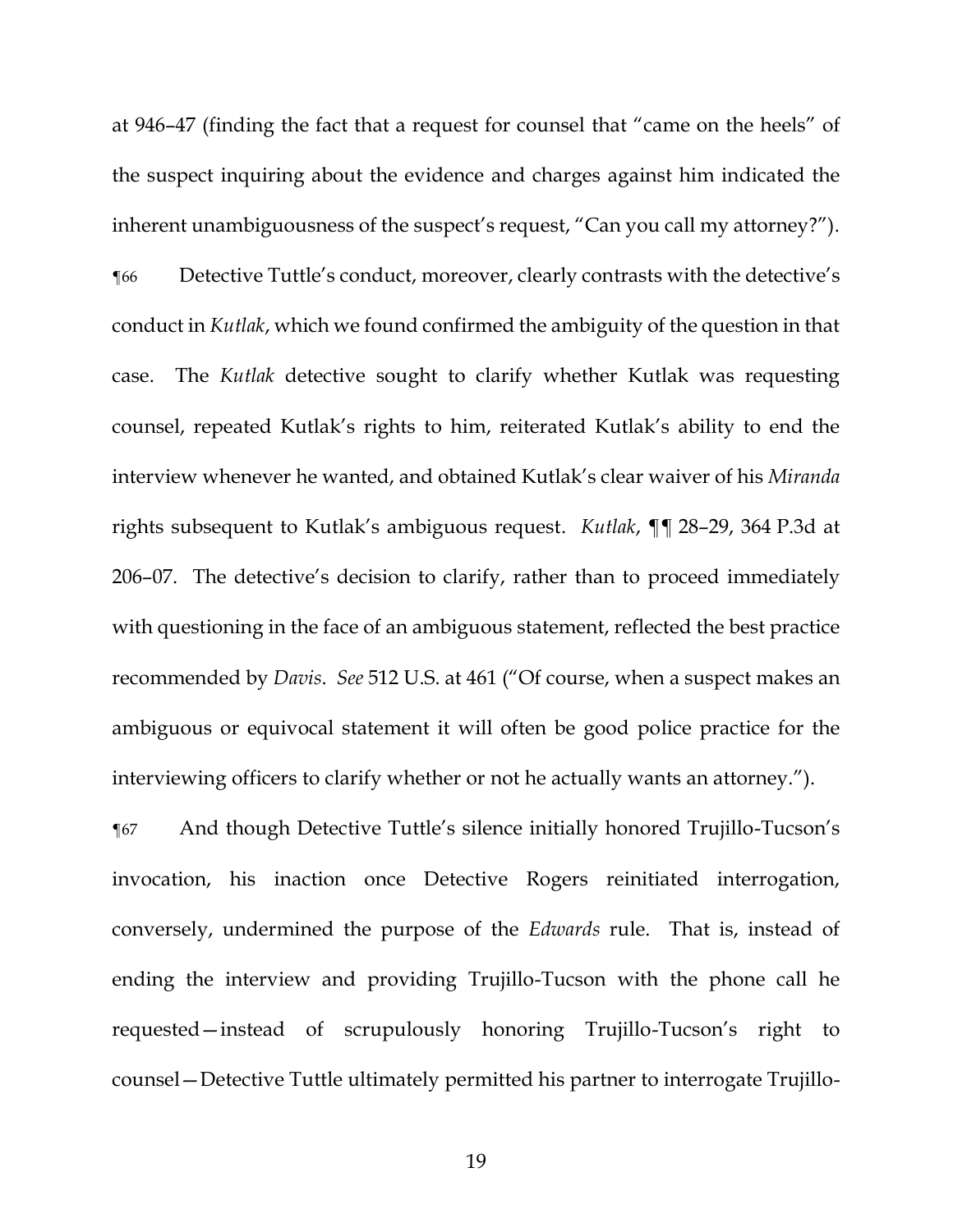at 946–47 (finding the fact that a request for counsel that "came on the heels" of the suspect inquiring about the evidence and charges against him indicated the inherent unambiguousness of the suspect's request, "Can you call my attorney?").

¶66 Detective Tuttle's conduct, moreover, clearly contrasts with the detective's conduct in *Kutlak*, which we found confirmed the ambiguity of the question in that case. The *Kutlak* detective sought to clarify whether Kutlak was requesting counsel, repeated Kutlak's rights to him, reiterated Kutlak's ability to end the interview whenever he wanted, and obtained Kutlak's clear waiver of his *Miranda* rights subsequent to Kutlak's ambiguous request. *Kutlak*, ¶¶ 28–29, 364 P.3d at 206–07. The detective's decision to clarify, rather than to proceed immediately with questioning in the face of an ambiguous statement, reflected the best practice recommended by *Davis*. *See* 512 U.S. at 461 ("Of course, when a suspect makes an ambiguous or equivocal statement it will often be good police practice for the interviewing officers to clarify whether or not he actually wants an attorney.").

¶67 And though Detective Tuttle's silence initially honored Trujillo-Tucson's invocation, his inaction once Detective Rogers reinitiated interrogation, conversely, undermined the purpose of the *Edwards* rule. That is, instead of ending the interview and providing Trujillo-Tucson with the phone call he requested—instead of scrupulously honoring Trujillo-Tucson's right to counsel—Detective Tuttle ultimately permitted his partner to interrogate Trujillo-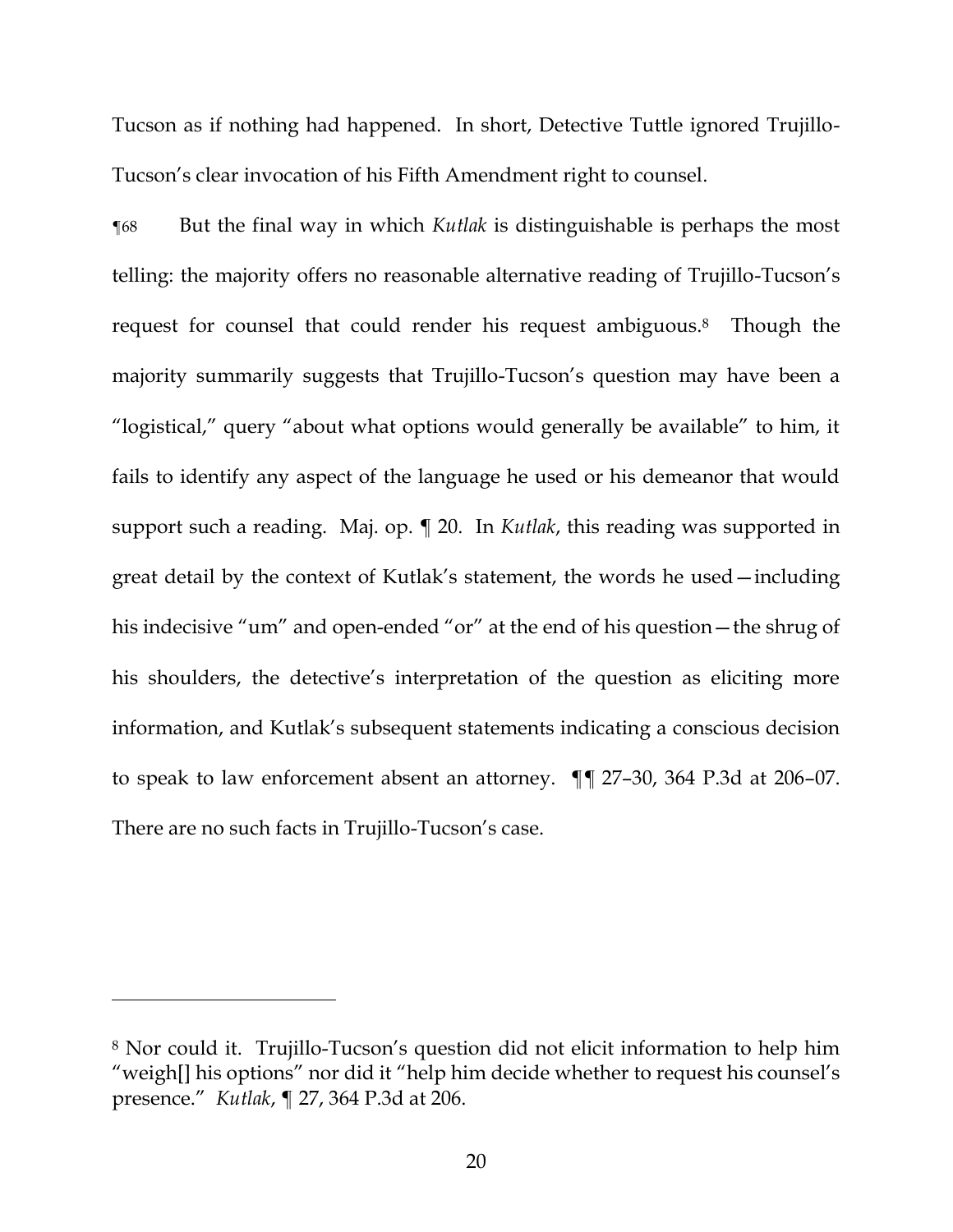Tucson as if nothing had happened. In short, Detective Tuttle ignored Trujillo-Tucson's clear invocation of his Fifth Amendment right to counsel.

¶68 But the final way in which *Kutlak* is distinguishable is perhaps the most telling: the majority offers no reasonable alternative reading of Trujillo-Tucson's request for counsel that could render his request ambiguous.[8] Though the majority summarily suggests that Trujillo-Tucson's question may have been a "logistical," query "about what options would generally be available" to him, it fails to identify any aspect of the language he used or his demeanor that would support such a reading. Maj. op. ¶ 20. In *Kutlak*, this reading was supported in great detail by the context of Kutlak's statement, the words he used—including his indecisive "um" and open-ended "or" at the end of his question—the shrug of his shoulders, the detective's interpretation of the question as eliciting more information, and Kutlak's subsequent statements indicating a conscious decision to speak to law enforcement absent an attorney. ¶¶ 27–30, 364 P.3d at 206–07. There are no such facts in Trujillo-Tucson's case.

---

[8] Nor could it. Trujillo-Tucson's question did not elicit information to help him "weigh[] his options" nor did it "help him decide whether to request his counsel's presence." *Kutlak*, ¶ 27, 364 P.3d at 206.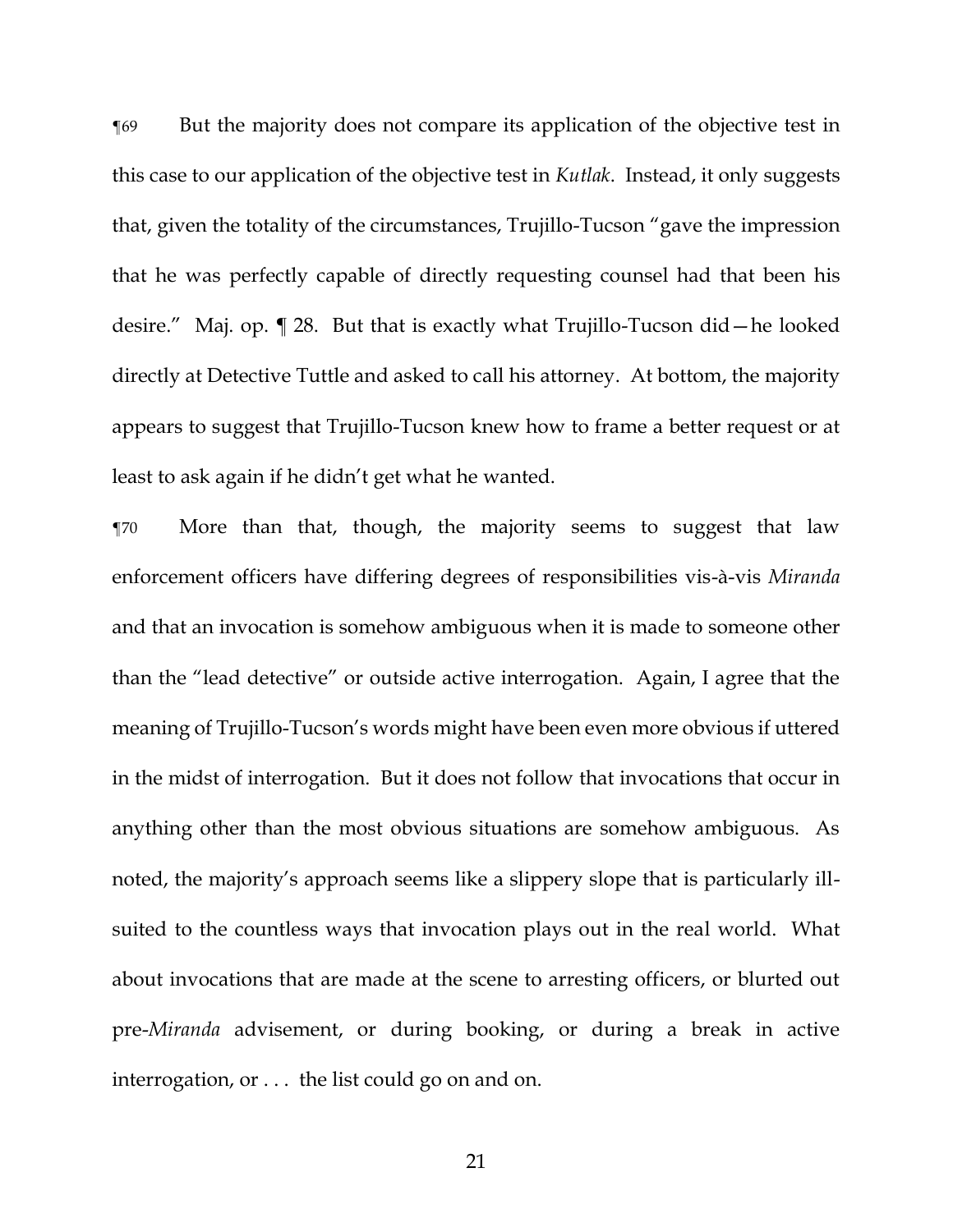¶69 But the majority does not compare its application of the objective test in this case to our application of the objective test in *Kutlak*. Instead, it only suggests that, given the totality of the circumstances, Trujillo-Tucson "gave the impression that he was perfectly capable of directly requesting counsel had that been his desire." Maj. op. ¶ 28. But that is exactly what Trujillo-Tucson did—he looked directly at Detective Tuttle and asked to call his attorney. At bottom, the majority appears to suggest that Trujillo-Tucson knew how to frame a better request or at least to ask again if he didn't get what he wanted.

¶70 More than that, though, the majority seems to suggest that law enforcement officers have differing degrees of responsibilities vis-à-vis *Miranda* and that an invocation is somehow ambiguous when it is made to someone other than the "lead detective" or outside active interrogation. Again, I agree that the meaning of Trujillo-Tucson's words might have been even more obvious if uttered in the midst of interrogation. But it does not follow that invocations that occur in anything other than the most obvious situations are somehow ambiguous. As noted, the majority's approach seems like a slippery slope that is particularly ill-suited to the countless ways that invocation plays out in the real world. What about invocations that are made at the scene to arresting officers, or blurted out pre-*Miranda* advisement, or during booking, or during a break in active interrogation, or . . . the list could go on and on.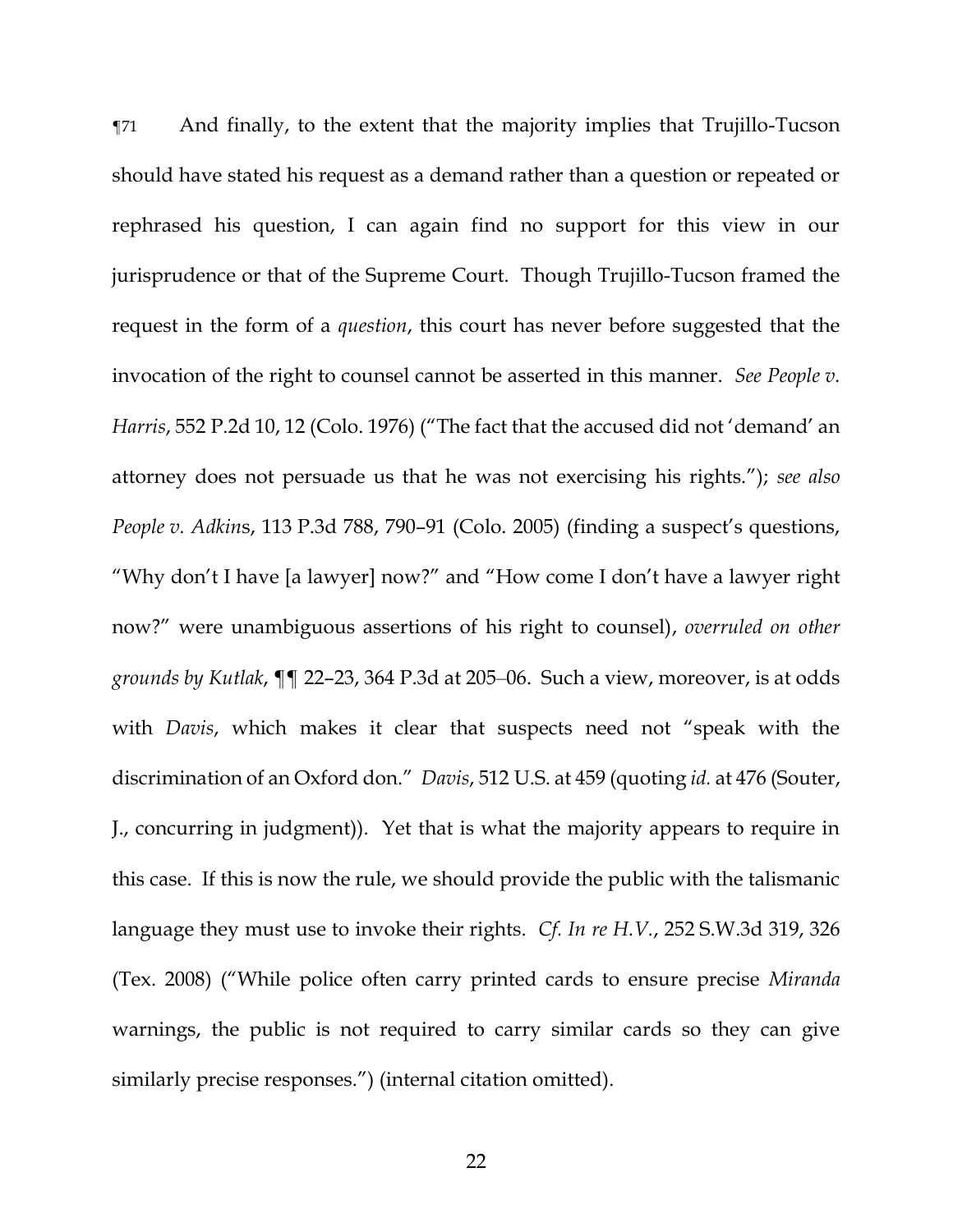¶71 And finally, to the extent that the majority implies that Trujillo-Tucson should have stated his request as a demand rather than a question or repeated or rephrased his question, I can again find no support for this view in our jurisprudence or that of the Supreme Court. Though Trujillo-Tucson framed the request in the form of a *question*, this court has never before suggested that the invocation of the right to counsel cannot be asserted in this manner. *See People v. Harris*, 552 P.2d 10, 12 (Colo. 1976) ("The fact that the accused did not 'demand' an attorney does not persuade us that he was not exercising his rights."); *see also People v. Adkins*, 113 P.3d 788, 790–91 (Colo. 2005) (finding a suspect's questions, "Why don't I have [a lawyer] now?" and "How come I don't have a lawyer right now?" were unambiguous assertions of his right to counsel), *overruled on other grounds by Kutlak*, ¶¶ 22–23, 364 P.3d at 205–06. Such a view, moreover, is at odds with *Davis*, which makes it clear that suspects need not "speak with the discrimination of an Oxford don." *Davis*, 512 U.S. at 459 (quoting *id.* at 476 (Souter, J., concurring in judgment)). Yet that is what the majority appears to require in this case. If this is now the rule, we should provide the public with the talismanic language they must use to invoke their rights. *Cf. In re H.V.*, 252 S.W.3d 319, 326 (Tex. 2008) ("While police often carry printed cards to ensure precise *Miranda* warnings, the public is not required to carry similar cards so they can give similarly precise responses.") (internal citation omitted).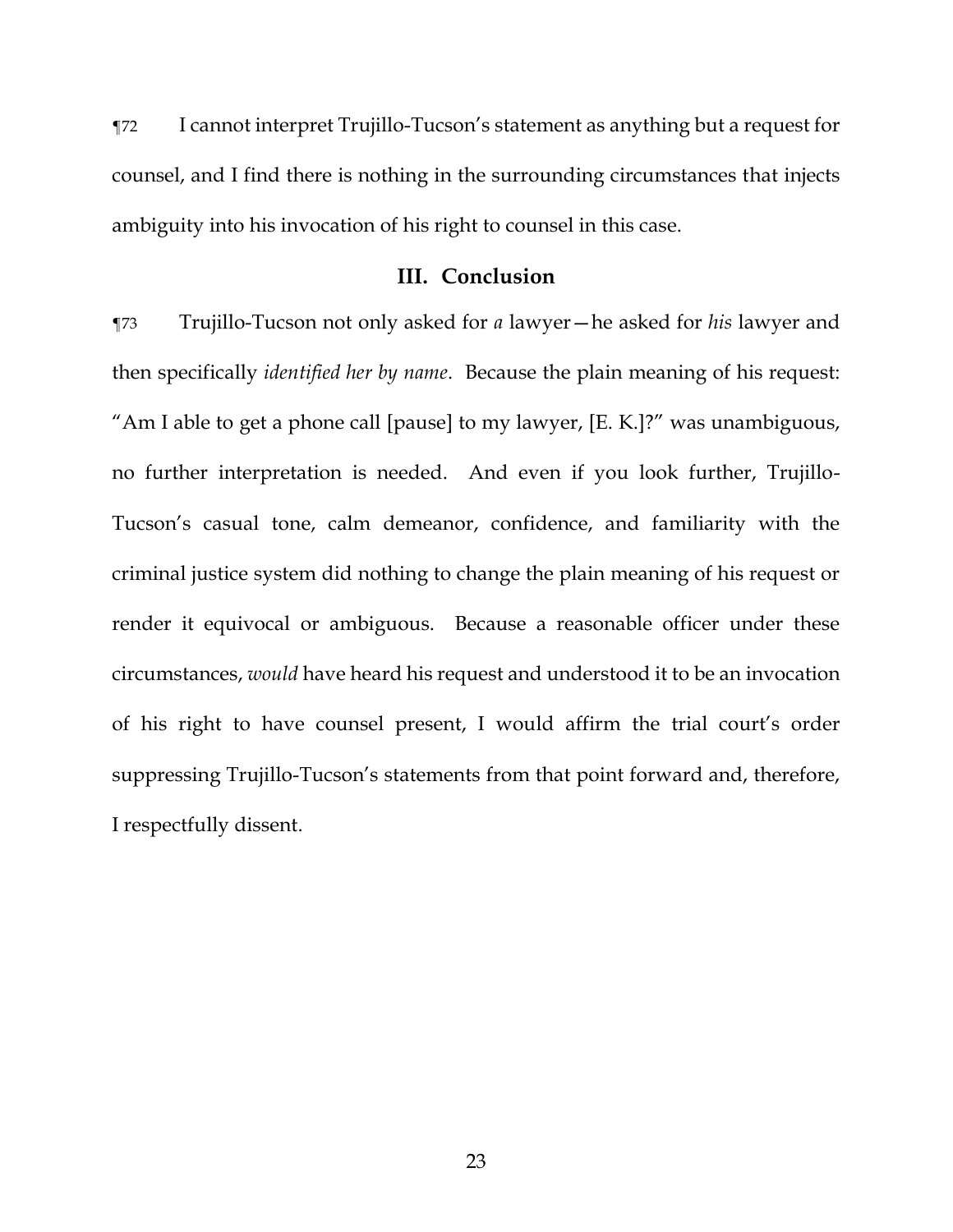¶72 I cannot interpret Trujillo-Tucson's statement as anything but a request for counsel, and I find there is nothing in the surrounding circumstances that injects ambiguity into his invocation of his right to counsel in this case.

## III. Conclusion

¶73 Trujillo-Tucson not only asked for *a* lawyer—he asked for *his* lawyer and then specifically *identified her by name*. Because the plain meaning of his request: "Am I able to get a phone call [pause] to my lawyer, [E. K.]?" was unambiguous, no further interpretation is needed. And even if you look further, Trujillo-Tucson's casual tone, calm demeanor, confidence, and familiarity with the criminal justice system did nothing to change the plain meaning of his request or render it equivocal or ambiguous. Because a reasonable officer under these circumstances, *would* have heard his request and understood it to be an invocation of his right to have counsel present, I would affirm the trial court's order suppressing Trujillo-Tucson's statements from that point forward and, therefore, I respectfully dissent.